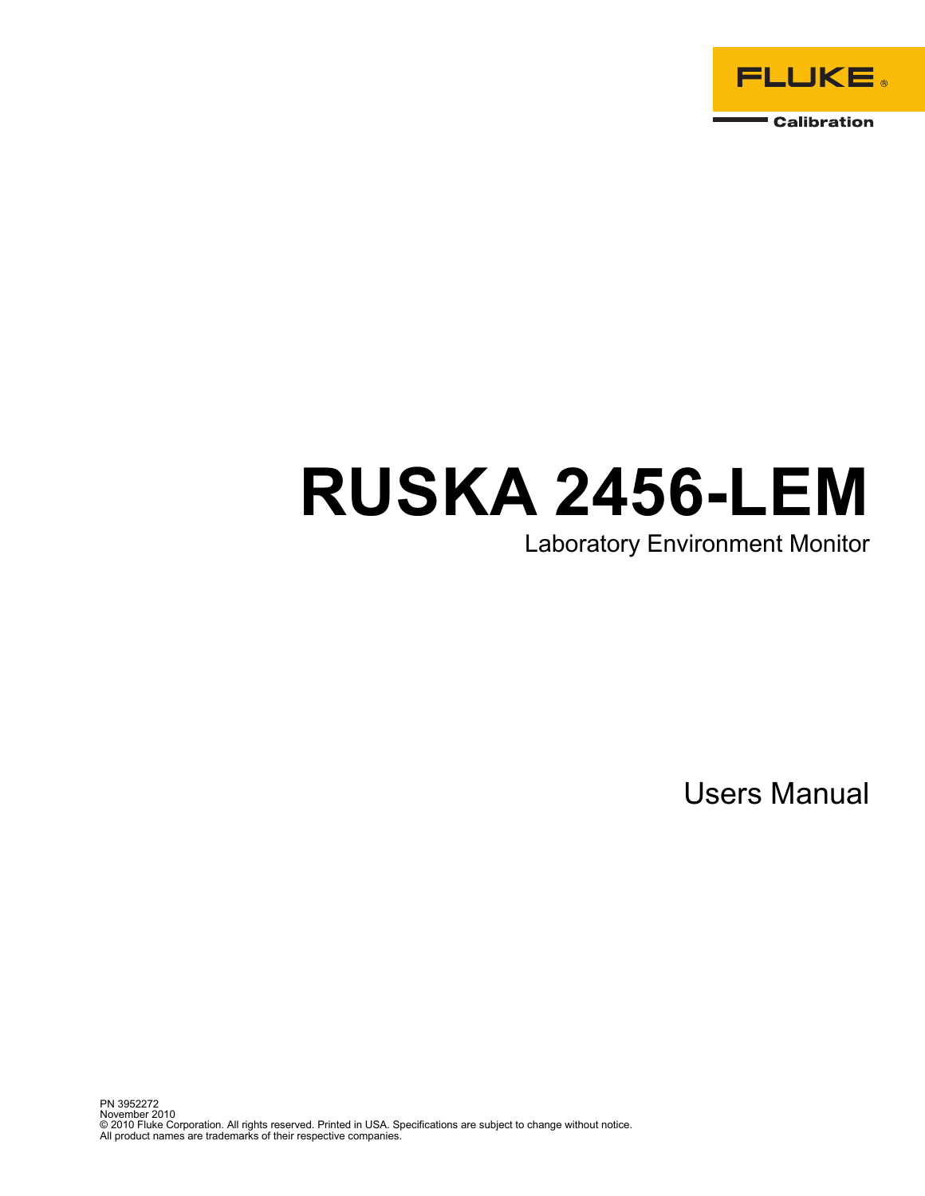FLUKE ®

Calibration

# RUSKA 2456-LEM

Laboratory Environment Monitor

Users Manual

PN 3952272
November 2010
© 2010 Fluke Corporation. All rights reserved. Printed in USA. Specifications are subject to change without notice.
All product names are trademarks of their respective companies.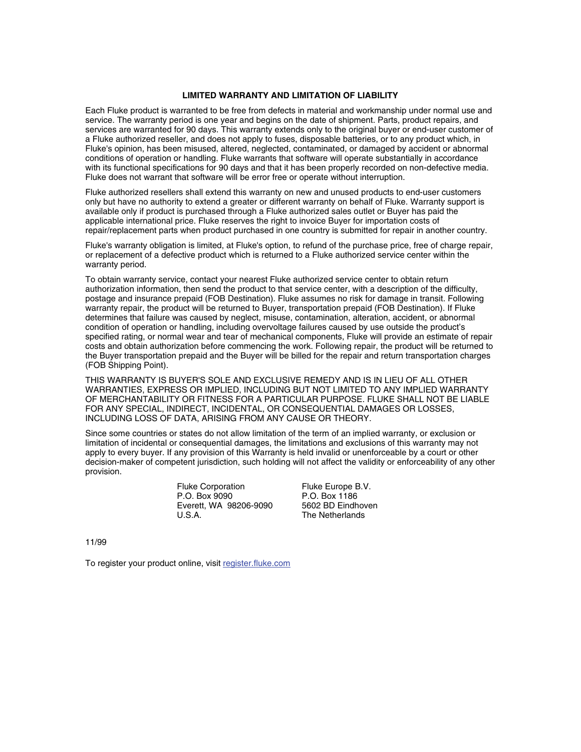## LIMITED WARRANTY AND LIMITATION OF LIABILITY

Each Fluke product is warranted to be free from defects in material and workmanship under normal use and service. The warranty period is one year and begins on the date of shipment. Parts, product repairs, and services are warranted for 90 days. This warranty extends only to the original buyer or end-user customer of a Fluke authorized reseller, and does not apply to fuses, disposable batteries, or to any product which, in Fluke's opinion, has been misused, altered, neglected, contaminated, or damaged by accident or abnormal conditions of operation or handling. Fluke warrants that software will operate substantially in accordance with its functional specifications for 90 days and that it has been properly recorded on non-defective media. Fluke does not warrant that software will be error free or operate without interruption.

Fluke authorized resellers shall extend this warranty on new and unused products to end-user customers only but have no authority to extend a greater or different warranty on behalf of Fluke. Warranty support is available only if product is purchased through a Fluke authorized sales outlet or Buyer has paid the applicable international price. Fluke reserves the right to invoice Buyer for importation costs of repair/replacement parts when product purchased in one country is submitted for repair in another country.

Fluke's warranty obligation is limited, at Fluke's option, to refund of the purchase price, free of charge repair, or replacement of a defective product which is returned to a Fluke authorized service center within the warranty period.

To obtain warranty service, contact your nearest Fluke authorized service center to obtain return authorization information, then send the product to that service center, with a description of the difficulty, postage and insurance prepaid (FOB Destination). Fluke assumes no risk for damage in transit. Following warranty repair, the product will be returned to Buyer, transportation prepaid (FOB Destination). If Fluke determines that failure was caused by neglect, misuse, contamination, alteration, accident, or abnormal condition of operation or handling, including overvoltage failures caused by use outside the product's specified rating, or normal wear and tear of mechanical components, Fluke will provide an estimate of repair costs and obtain authorization before commencing the work. Following repair, the product will be returned to the Buyer transportation prepaid and the Buyer will be billed for the repair and return transportation charges (FOB Shipping Point).

THIS WARRANTY IS BUYER'S SOLE AND EXCLUSIVE REMEDY AND IS IN LIEU OF ALL OTHER WARRANTIES, EXPRESS OR IMPLIED, INCLUDING BUT NOT LIMITED TO ANY IMPLIED WARRANTY OF MERCHANTABILITY OR FITNESS FOR A PARTICULAR PURPOSE. FLUKE SHALL NOT BE LIABLE FOR ANY SPECIAL, INDIRECT, INCIDENTAL, OR CONSEQUENTIAL DAMAGES OR LOSSES, INCLUDING LOSS OF DATA, ARISING FROM ANY CAUSE OR THEORY.

Since some countries or states do not allow limitation of the term of an implied warranty, or exclusion or limitation of incidental or consequential damages, the limitations and exclusions of this warranty may not apply to every buyer. If any provision of this Warranty is held invalid or unenforceable by a court or other decision-maker of competent jurisdiction, such holding will not affect the validity or enforceability of any other provision.

Fluke Corporation
P.O. Box 9090
Everett, WA 98206-9090
U.S.A.

Fluke Europe B.V.
P.O. Box 1186
5602 BD Eindhoven
The Netherlands

11/99

To register your product online, visit register.fluke.com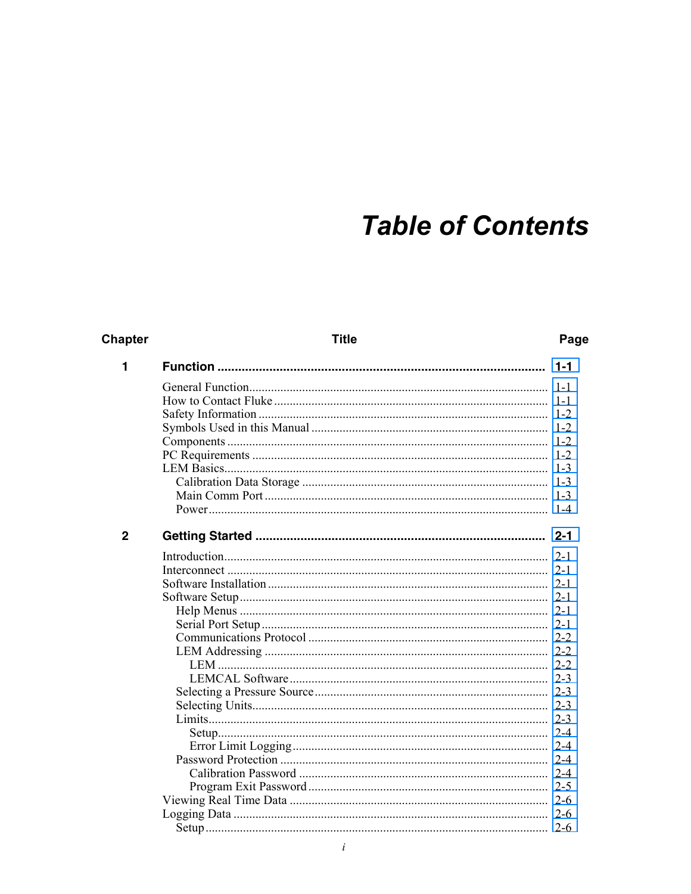# *Table of Contents*

| Chapter | Title | Page |
|---|---|---|
| **1** | **Function** | **1-1** |
| | General Function | 1-1 |
| | How to Contact Fluke | 1-1 |
| | Safety Information | 1-2 |
| | Symbols Used in this Manual | 1-2 |
| | Components | 1-2 |
| | PC Requirements | 1-2 |
| | LEM Basics | 1-3 |
| | Calibration Data Storage | 1-3 |
| | Main Comm Port | 1-3 |
| | Power | 1-4 |
| **2** | **Getting Started** | **2-1** |
| | Introduction | 2-1 |
| | Interconnect | 2-1 |
| | Software Installation | 2-1 |
| | Software Setup | 2-1 |
| | Help Menus | 2-1 |
| | Serial Port Setup | 2-1 |
| | Communications Protocol | 2-2 |
| | LEM Addressing | 2-2 |
| | LEM | 2-2 |
| | LEMCAL Software | 2-3 |
| | Selecting a Pressure Source | 2-3 |
| | Selecting Units | 2-3 |
| | Limits | 2-3 |
| | Setup | 2-4 |
| | Error Limit Logging | 2-4 |
| | Password Protection | 2-4 |
| | Calibration Password | 2-4 |
| | Program Exit Password | 2-5 |
| | Viewing Real Time Data | 2-6 |
| | Logging Data | 2-6 |
| | Setup | 2-6 |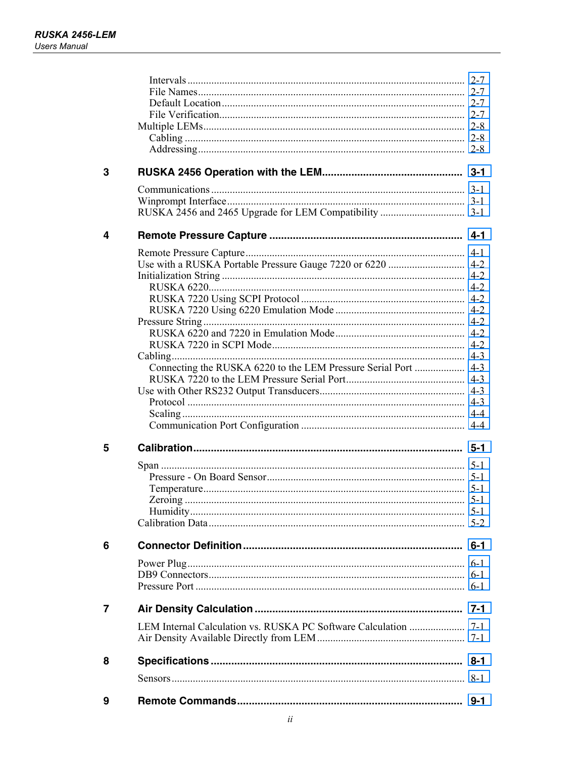| | | |
|---|---|---|
| | Intervals | 2-7 |
| | File Names | 2-7 |
| | Default Location | 2-7 |
| | File Verification | 2-7 |
| | Multiple LEMs | 2-8 |
| | Cabling | 2-8 |
| | Addressing | 2-8 |
| **3** | **RUSKA 2456 Operation with the LEM** | **3-1** |
| | Communications | 3-1 |
| | Winprompt Interface | 3-1 |
| | RUSKA 2456 and 2465 Upgrade for LEM Compatibility | 3-1 |
| **4** | **Remote Pressure Capture** | **4-1** |
| | Remote Pressure Capture | 4-1 |
| | Use with a RUSKA Portable Pressure Gauge 7220 or 6220 | 4-2 |
| | Initialization String | 4-2 |
| | RUSKA 6220 | 4-2 |
| | RUSKA 7220 Using SCPI Protocol | 4-2 |
| | RUSKA 7220 Using 6220 Emulation Mode | 4-2 |
| | Pressure String | 4-2 |
| | RUSKA 6220 and 7220 in Emulation Mode | 4-2 |
| | RUSKA 7220 in SCPI Mode | 4-2 |
| | Cabling | 4-3 |
| | Connecting the RUSKA 6220 to the LEM Pressure Serial Port | 4-3 |
| | RUSKA 7220 to the LEM Pressure Serial Port | 4-3 |
| | Use with Other RS232 Output Transducers | 4-3 |
| | Protocol | 4-3 |
| | Scaling | 4-4 |
| | Communication Port Configuration | 4-4 |
| **5** | **Calibration** | **5-1** |
| | Span | 5-1 |
| | Pressure - On Board Sensor | 5-1 |
| | Temperature | 5-1 |
| | Zeroing | 5-1 |
| | Humidity | 5-1 |
| | Calibration Data | 5-2 |
| **6** | **Connector Definition** | **6-1** |
| | Power Plug | 6-1 |
| | DB9 Connectors | 6-1 |
| | Pressure Port | 6-1 |
| **7** | **Air Density Calculation** | **7-1** |
| | LEM Internal Calculation vs. RUSKA PC Software Calculation | 7-1 |
| | Air Density Available Directly from LEM | 7-1 |
| **8** | **Specifications** | **8-1** |
| | Sensors | 8-1 |
| **9** | **Remote Commands** | **9-1** |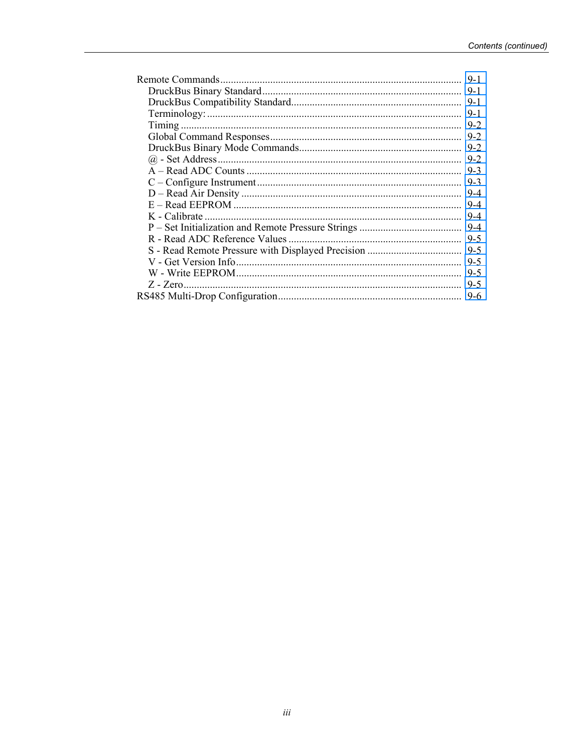| | |
|---|---|
| Remote Commands | 9-1 |
| DruckBus Binary Standard | 9-1 |
| DruckBus Compatibility Standard | 9-1 |
| Terminology: | 9-1 |
| Timing | 9-2 |
| Global Command Responses | 9-2 |
| DruckBus Binary Mode Commands | 9-2 |
| @ - Set Address | 9-2 |
| A – Read ADC Counts | 9-3 |
| C – Configure Instrument | 9-3 |
| D – Read Air Density | 9-4 |
| E – Read EEPROM | 9-4 |
| K - Calibrate | 9-4 |
| P – Set Initialization and Remote Pressure Strings | 9-4 |
| R - Read ADC Reference Values | 9-5 |
| S - Read Remote Pressure with Displayed Precision | 9-5 |
| V - Get Version Info | 9-5 |
| W - Write EEPROM | 9-5 |
| Z - Zero | 9-5 |
| RS485 Multi-Drop Configuration | 9-6 |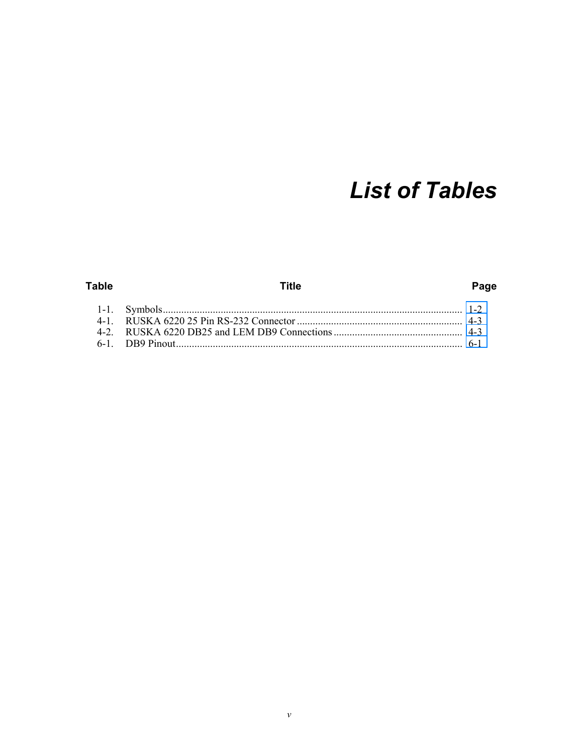# List of Tables

| Table | Title | Page |
| --- | --- | --- |
| 1-1. | Symbols | 1-2 |
| 4-1. | RUSKA 6220 25 Pin RS-232 Connector | 4-3 |
| 4-2. | RUSKA 6220 DB25 and LEM DB9 Connections | 4-3 |
| 6-1. | DB9 Pinout | 6-1 |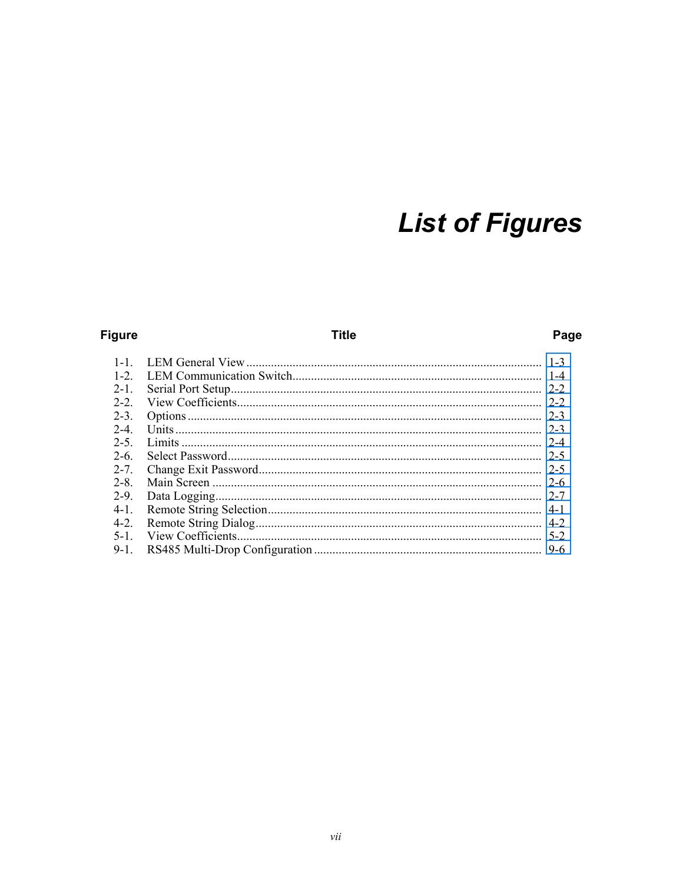# List of Figures

| Figure | Title | Page |
|---|---|---|
| 1-1. | LEM General View | 1-3 |
| 1-2. | LEM Communication Switch | 1-4 |
| 2-1. | Serial Port Setup | 2-2 |
| 2-2. | View Coefficients | 2-2 |
| 2-3. | Options | 2-3 |
| 2-4. | Units | 2-3 |
| 2-5. | Limits | 2-4 |
| 2-6. | Select Password | 2-5 |
| 2-7. | Change Exit Password | 2-5 |
| 2-8. | Main Screen | 2-6 |
| 2-9. | Data Logging | 2-7 |
| 4-1. | Remote String Selection | 4-1 |
| 4-2. | Remote String Dialog | 4-2 |
| 5-1. | View Coefficients | 5-2 |
| 9-1. | RS485 Multi-Drop Configuration | 9-6 |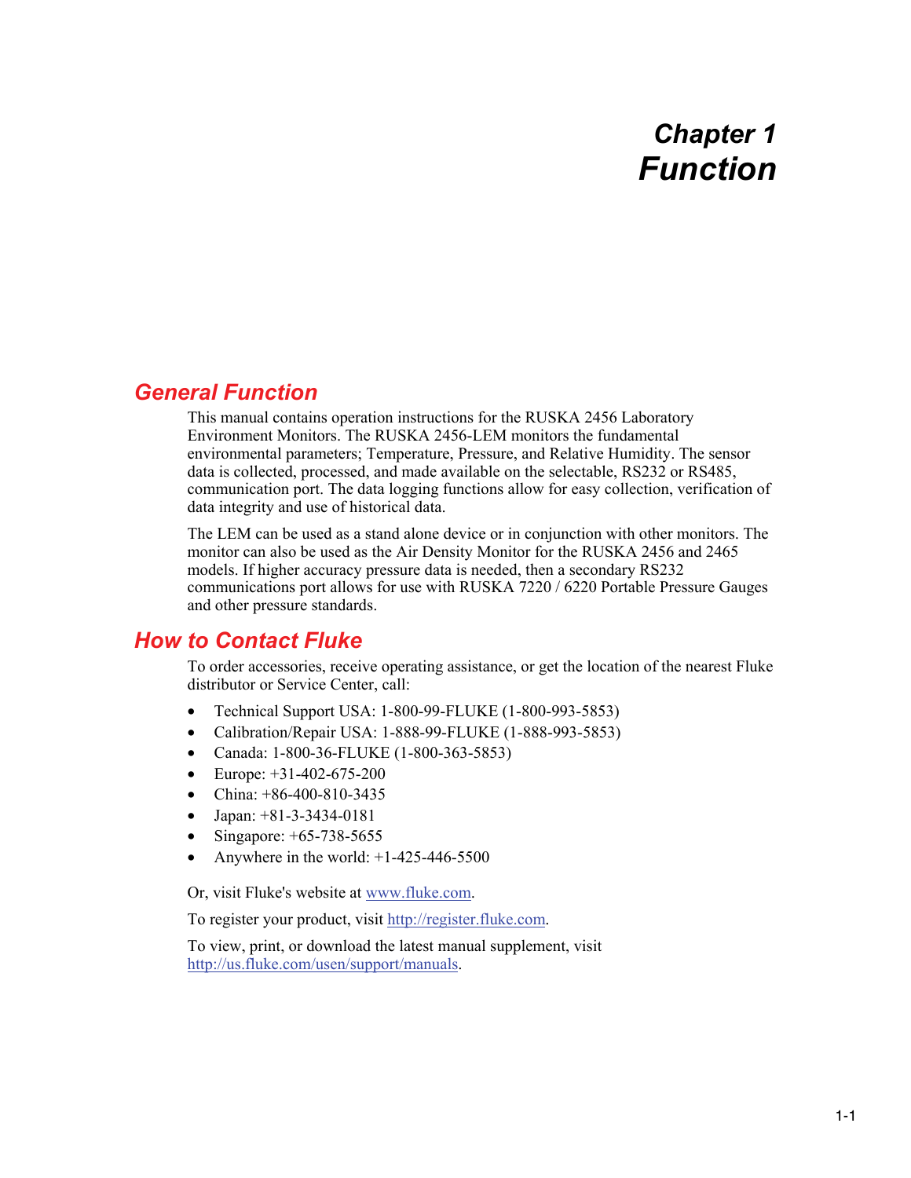# Chapter 1
# Function

## General Function

This manual contains operation instructions for the RUSKA 2456 Laboratory Environment Monitors. The RUSKA 2456-LEM monitors the fundamental environmental parameters; Temperature, Pressure, and Relative Humidity. The sensor data is collected, processed, and made available on the selectable, RS232 or RS485, communication port. The data logging functions allow for easy collection, verification of data integrity and use of historical data.

The LEM can be used as a stand alone device or in conjunction with other monitors. The monitor can also be used as the Air Density Monitor for the RUSKA 2456 and 2465 models. If higher accuracy pressure data is needed, then a secondary RS232 communications port allows for use with RUSKA 7220 / 6220 Portable Pressure Gauges and other pressure standards.

## How to Contact Fluke

To order accessories, receive operating assistance, or get the location of the nearest Fluke distributor or Service Center, call:

- Technical Support USA: 1-800-99-FLUKE (1-800-993-5853)
- Calibration/Repair USA: 1-888-99-FLUKE (1-888-993-5853)
- Canada: 1-800-36-FLUKE (1-800-363-5853)
- Europe: +31-402-675-200
- China: +86-400-810-3435
- Japan: +81-3-3434-0181
- Singapore: +65-738-5655
- Anywhere in the world: +1-425-446-5500

Or, visit Fluke's website at www.fluke.com.

To register your product, visit http://register.fluke.com.

To view, print, or download the latest manual supplement, visit http://us.fluke.com/usen/support/manuals.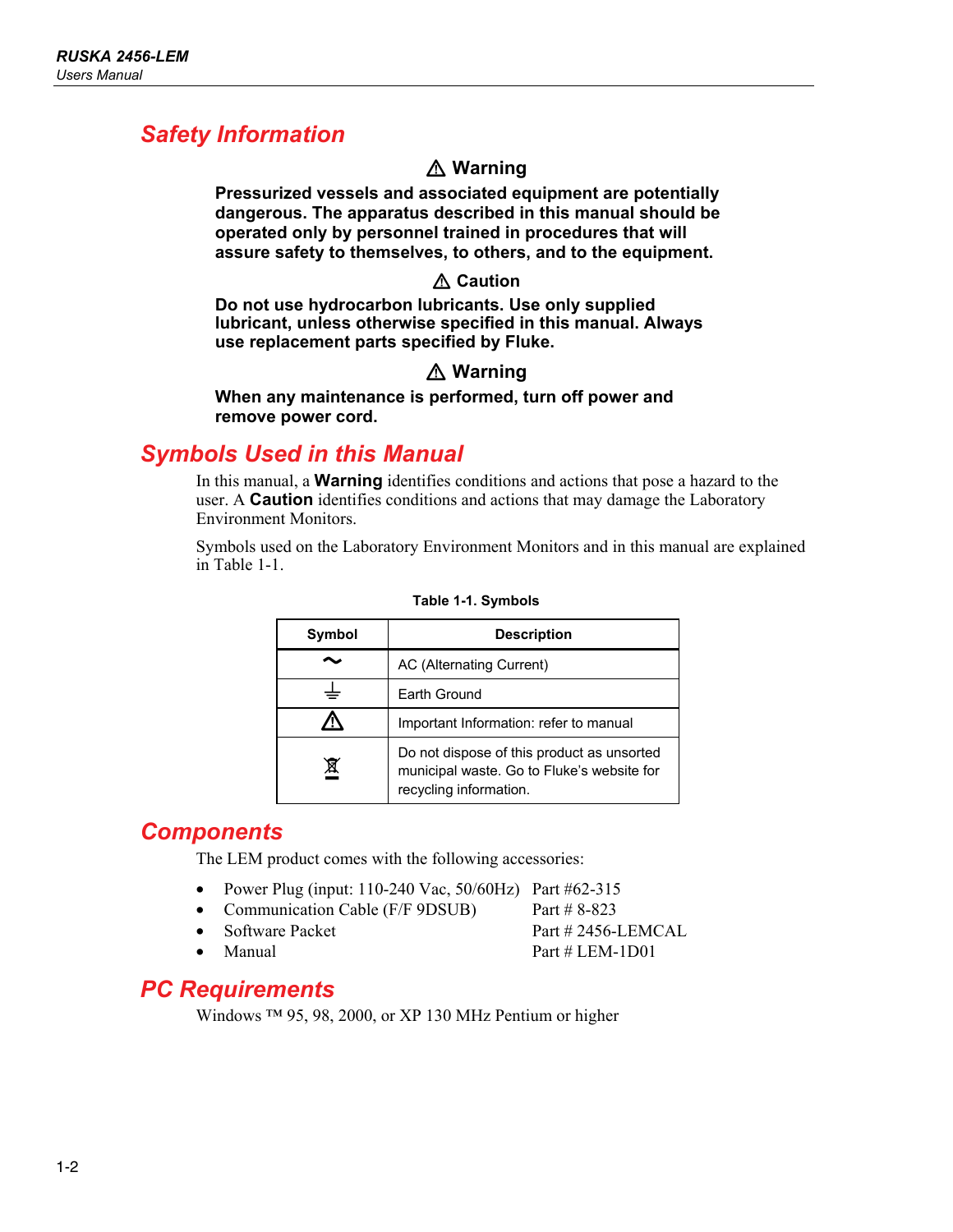## Safety Information

**⚠ Warning**

**Pressurized vessels and associated equipment are potentially dangerous. The apparatus described in this manual should be operated only by personnel trained in procedures that will assure safety to themselves, to others, and to the equipment.**

**⚠ Caution**

**Do not use hydrocarbon lubricants. Use only supplied lubricant, unless otherwise specified in this manual. Always use replacement parts specified by Fluke.**

**⚠ Warning**

**When any maintenance is performed, turn off power and remove power cord.**

## Symbols Used in this Manual

In this manual, a **Warning** identifies conditions and actions that pose a hazard to the user. A **Caution** identifies conditions and actions that may damage the Laboratory Environment Monitors.

Symbols used on the Laboratory Environment Monitors and in this manual are explained in Table 1-1.

**Table 1-1. Symbols**

| Symbol | Description |
|---|---|
| ~ | AC (Alternating Current) |
| ⏚ | Earth Ground |
| ⚠ | Important Information: refer to manual |
| (crossed-out wheeled bin) | Do not dispose of this product as unsorted municipal waste. Go to Fluke's website for recycling information. |

## Components

The LEM product comes with the following accessories:

- Power Plug (input: 110-240 Vac, 50/60Hz) Part #62-315
- Communication Cable (F/F 9DSUB) Part # 8-823
- Software Packet Part # 2456-LEMCAL
- Manual Part # LEM-1D01

## PC Requirements

Windows ™ 95, 98, 2000, or XP 130 MHz Pentium or higher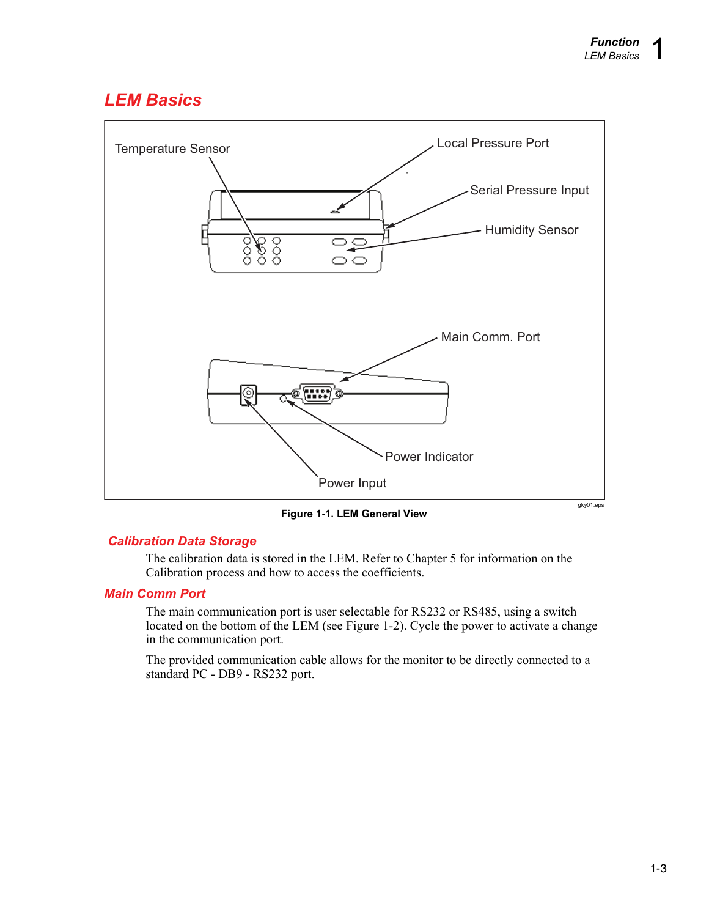## LEM Basics

Figure 1-1. LEM General View

### Calibration Data Storage

The calibration data is stored in the LEM. Refer to Chapter 5 for information on the Calibration process and how to access the coefficients.

### Main Comm Port

The main communication port is user selectable for RS232 or RS485, using a switch located on the bottom of the LEM (see Figure 1-2). Cycle the power to activate a change in the communication port.

The provided communication cable allows for the monitor to be directly connected to a standard PC - DB9 - RS232 port.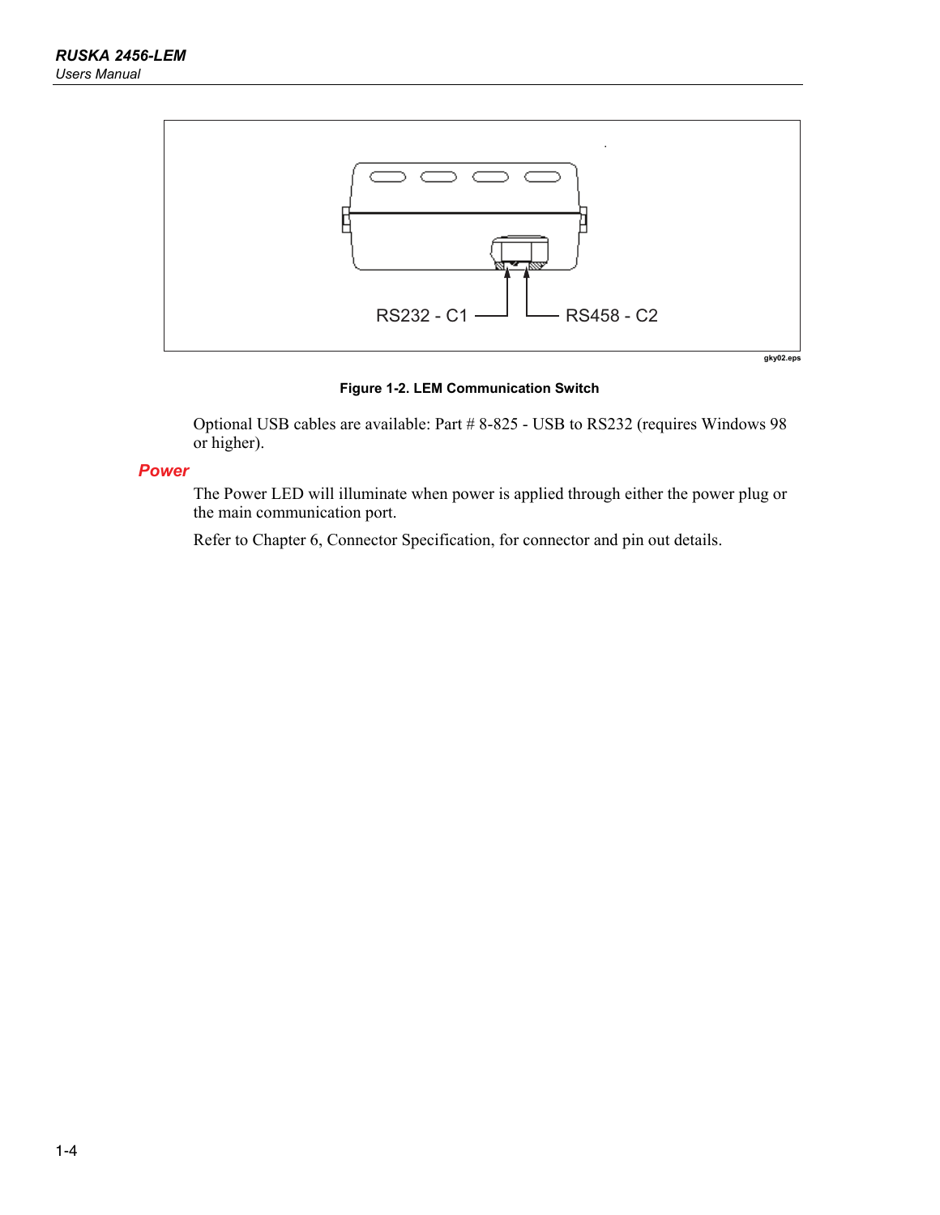RS232 - C1 RS458 - C2

gky02.eps

**Figure 1-2. LEM Communication Switch**

Optional USB cables are available: Part # 8-825 - USB to RS232 (requires Windows 98 or higher).

### Power

The Power LED will illuminate when power is applied through either the power plug or the main communication port.

Refer to Chapter 6, Connector Specification, for connector and pin out details.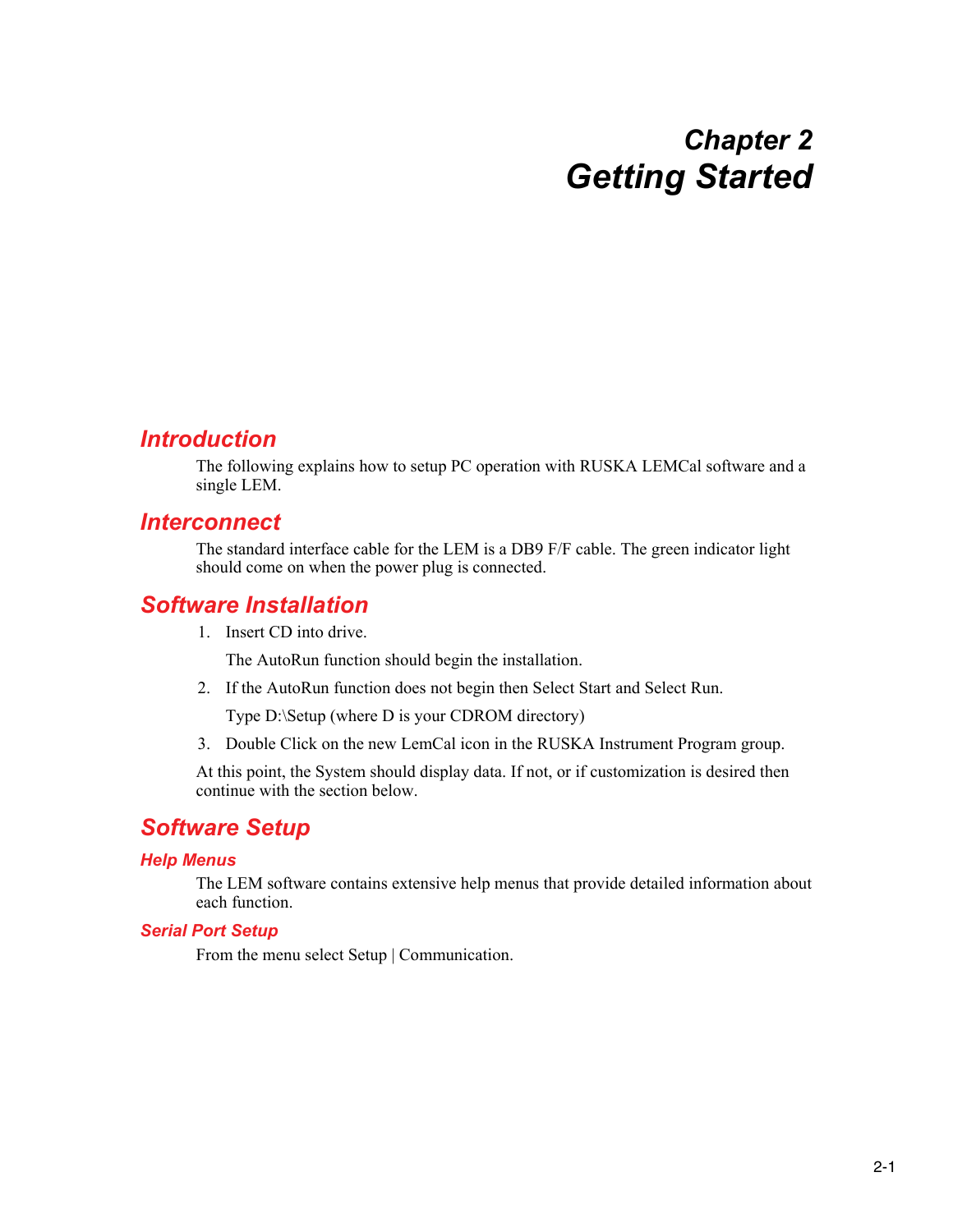# Chapter 2
# Getting Started

## Introduction

The following explains how to setup PC operation with RUSKA LEMCal software and a single LEM.

## Interconnect

The standard interface cable for the LEM is a DB9 F/F cable. The green indicator light should come on when the power plug is connected.

## Software Installation

1. Insert CD into drive.

   The AutoRun function should begin the installation.

2. If the AutoRun function does not begin then Select Start and Select Run.

   Type D:\Setup (where D is your CDROM directory)

3. Double Click on the new LemCal icon in the RUSKA Instrument Program group.

At this point, the System should display data. If not, or if customization is desired then continue with the section below.

## Software Setup

### Help Menus

The LEM software contains extensive help menus that provide detailed information about each function.

### Serial Port Setup

From the menu select Setup | Communication.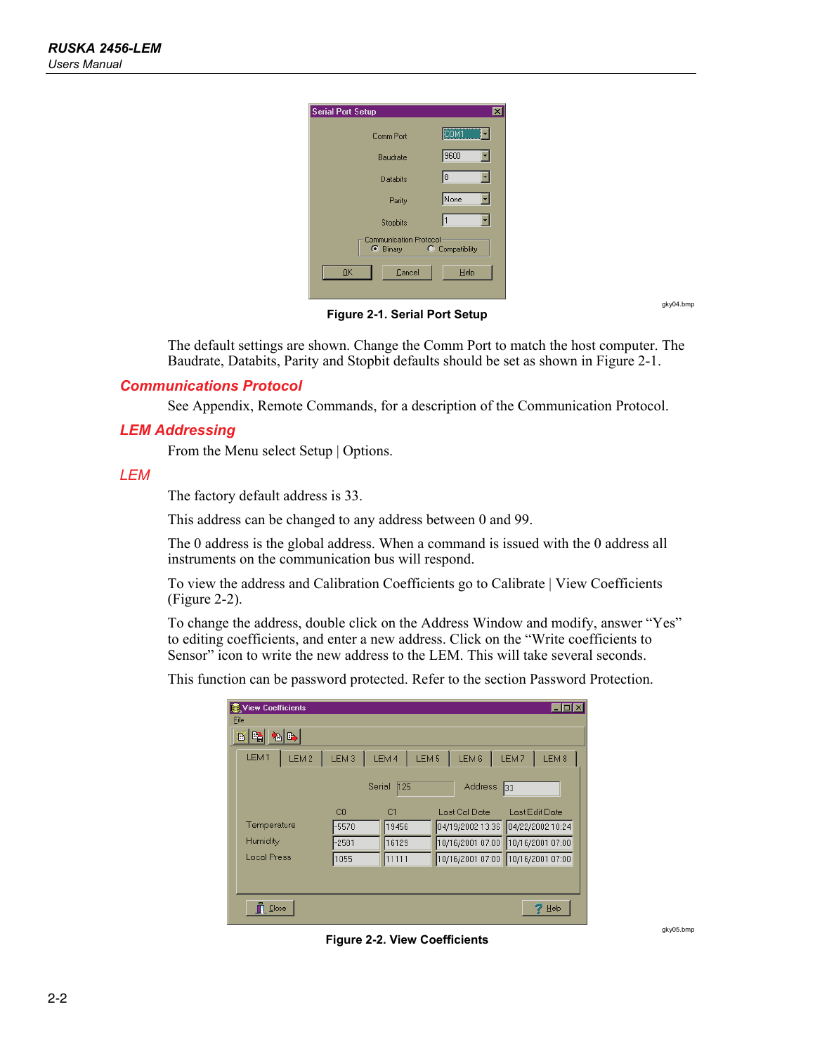Figure 2-1. Serial Port Setup

The default settings are shown. Change the Comm Port to match the host computer. The Baudrate, Databits, Parity and Stopbit defaults should be set as shown in Figure 2-1.

## Communications Protocol

See Appendix, Remote Commands, for a description of the Communication Protocol.

## LEM Addressing

From the Menu select Setup | Options.

### LEM

The factory default address is 33.

This address can be changed to any address between 0 and 99.

The 0 address is the global address. When a command is issued with the 0 address all instruments on the communication bus will respond.

To view the address and Calibration Coefficients go to Calibrate | View Coefficients (Figure 2-2).

To change the address, double click on the Address Window and modify, answer “Yes” to editing coefficients, and enter a new address. Click on the “Write coefficients to Sensor” icon to write the new address to the LEM. This will take several seconds.

This function can be password protected. Refer to the section Password Protection.

Figure 2-2. View Coefficients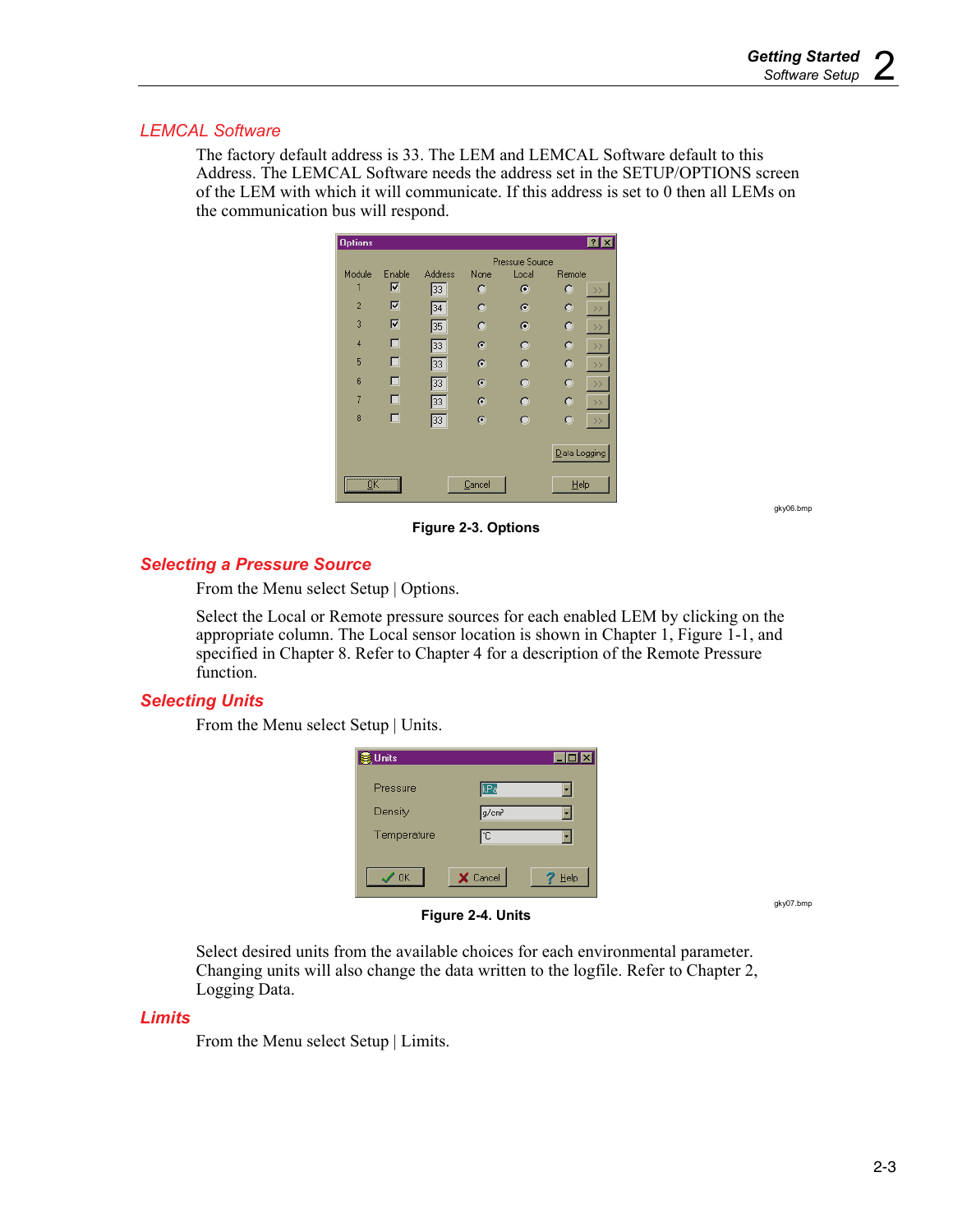## LEMCAL Software

The factory default address is 33. The LEM and LEMCAL Software default to this Address. The LEMCAL Software needs the address set in the SETUP/OPTIONS screen of the LEM with which it will communicate. If this address is set to 0 then all LEMs on the communication bus will respond.

gky06.bmp

**Figure 2-3. Options**

## Selecting a Pressure Source

From the Menu select Setup | Options.

Select the Local or Remote pressure sources for each enabled LEM by clicking on the appropriate column. The Local sensor location is shown in Chapter 1, Figure 1-1, and specified in Chapter 8. Refer to Chapter 4 for a description of the Remote Pressure function.

## Selecting Units

From the Menu select Setup | Units.

gky07.bmp

**Figure 2-4. Units**

Select desired units from the available choices for each environmental parameter. Changing units will also change the data written to the logfile. Refer to Chapter 2, Logging Data.

## Limits

From the Menu select Setup | Limits.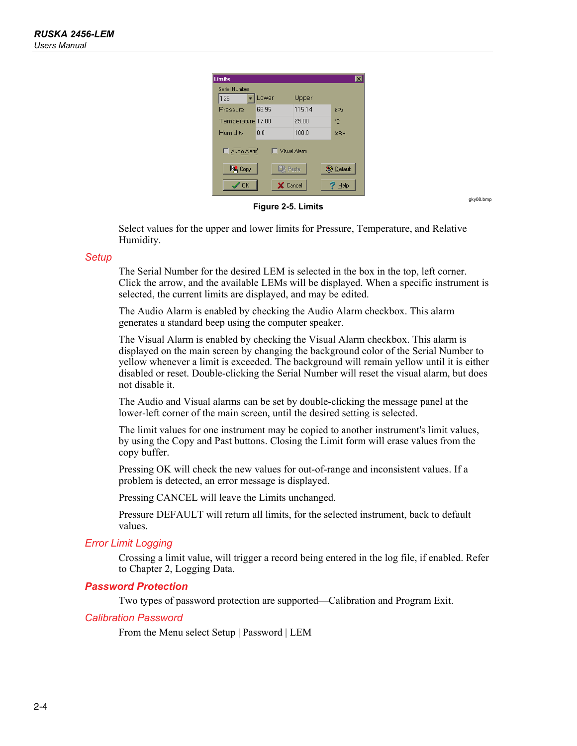Figure 2-5. Limits

Select values for the upper and lower limits for Pressure, Temperature, and Relative Humidity.

## *Setup*

The Serial Number for the desired LEM is selected in the box in the top, left corner. Click the arrow, and the available LEMs will be displayed. When a specific instrument is selected, the current limits are displayed, and may be edited.

The Audio Alarm is enabled by checking the Audio Alarm checkbox. This alarm generates a standard beep using the computer speaker.

The Visual Alarm is enabled by checking the Visual Alarm checkbox. This alarm is displayed on the main screen by changing the background color of the Serial Number to yellow whenever a limit is exceeded. The background will remain yellow until it is either disabled or reset. Double-clicking the Serial Number will reset the visual alarm, but does not disable it.

The Audio and Visual alarms can be set by double-clicking the message panel at the lower-left corner of the main screen, until the desired setting is selected.

The limit values for one instrument may be copied to another instrument's limit values, by using the Copy and Past buttons. Closing the Limit form will erase values from the copy buffer.

Pressing OK will check the new values for out-of-range and inconsistent values. If a problem is detected, an error message is displayed.

Pressing CANCEL will leave the Limits unchanged.

Pressure DEFAULT will return all limits, for the selected instrument, back to default values.

## *Error Limit Logging*

Crossing a limit value, will trigger a record being entered in the log file, if enabled. Refer to Chapter 2, Logging Data.

## ***Password Protection***

Two types of password protection are supported—Calibration and Program Exit.

## *Calibration Password*

From the Menu select Setup | Password | LEM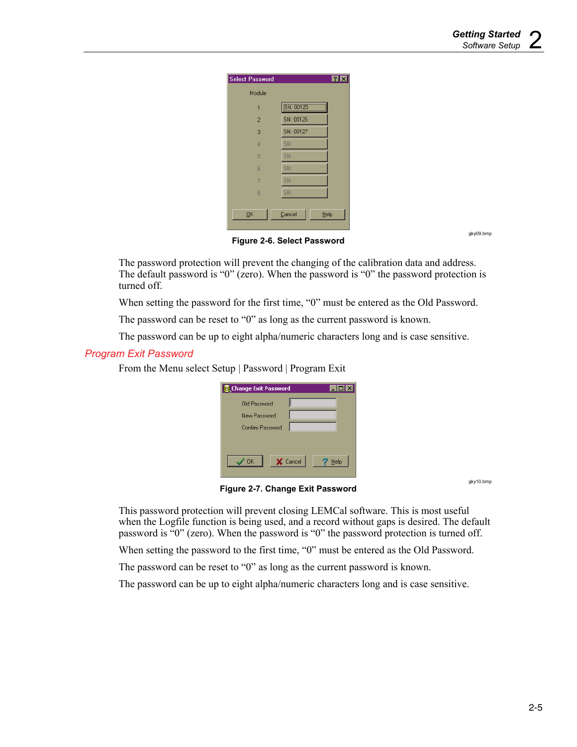gky09.bmp

**Figure 2-6. Select Password**

The password protection will prevent the changing of the calibration data and address. The default password is “0” (zero). When the password is “0” the password protection is turned off.

When setting the password for the first time, “0” must be entered as the Old Password.

The password can be reset to “0” as long as the current password is known.

The password can be up to eight alpha/numeric characters long and is case sensitive.

### *Program Exit Password*

From the Menu select Setup | Password | Program Exit

gky10.bmp

**Figure 2-7. Change Exit Password**

This password protection will prevent closing LEMCal software. This is most useful when the Logfile function is being used, and a record without gaps is desired. The default password is “0” (zero). When the password is “0” the password protection is turned off.

When setting the password to the first time, “0” must be entered as the Old Password.

The password can be reset to “0” as long as the current password is known.

The password can be up to eight alpha/numeric characters long and is case sensitive.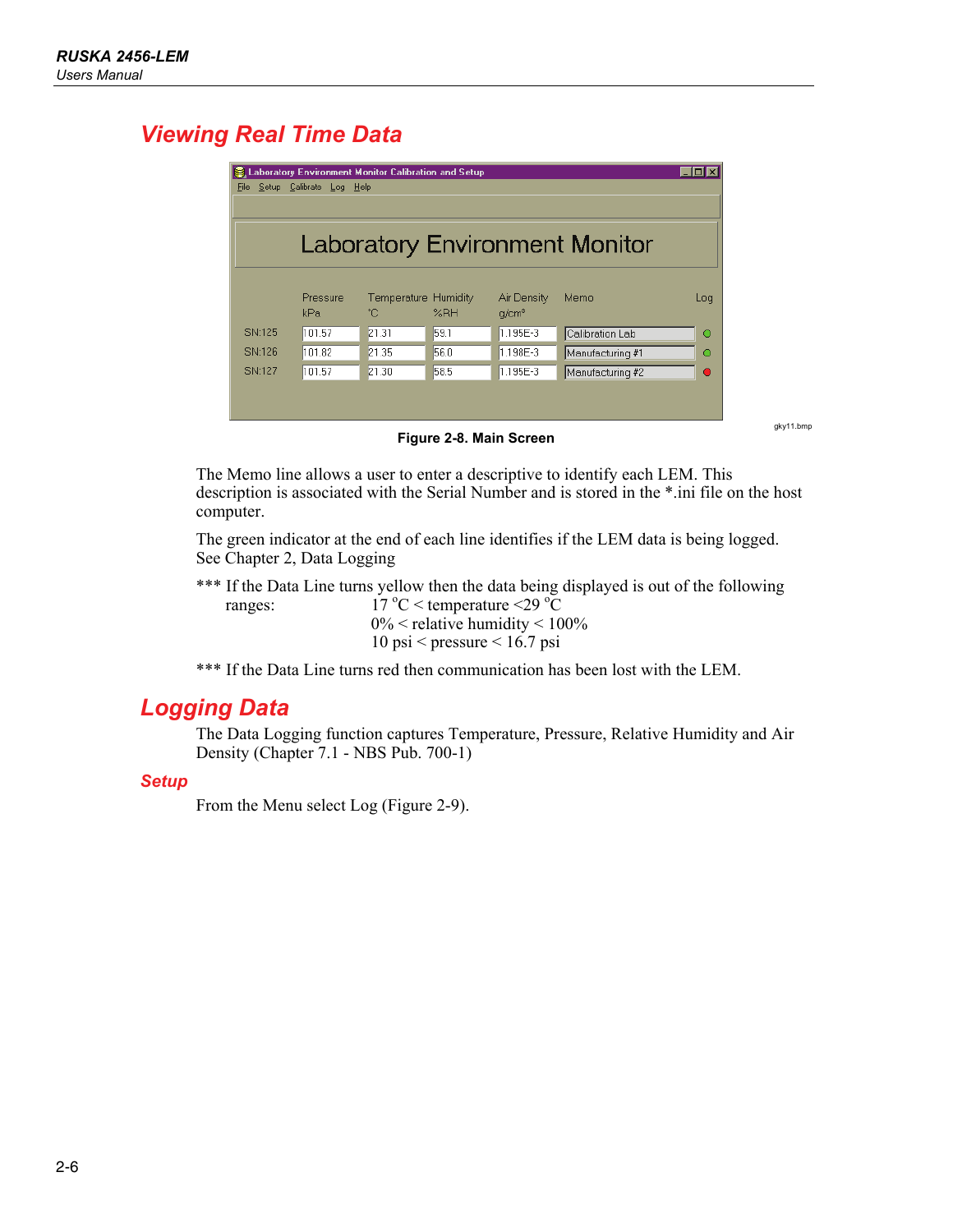## Viewing Real Time Data

Figure 2-8. Main Screen

The Memo line allows a user to enter a descriptive to identify each LEM. This description is associated with the Serial Number and is stored in the *.ini file on the host computer.

The green indicator at the end of each line identifies if the LEM data is being logged. See Chapter 2, Data Logging

*** If the Data Line turns yellow then the data being displayed is out of the following ranges:

17 °C < temperature <29 °C
0% < relative humidity < 100%
10 psi < pressure < 16.7 psi

*** If the Data Line turns red then communication has been lost with the LEM.

## Logging Data

The Data Logging function captures Temperature, Pressure, Relative Humidity and Air Density (Chapter 7.1 - NBS Pub. 700-1)

### Setup

From the Menu select Log (Figure 2-9).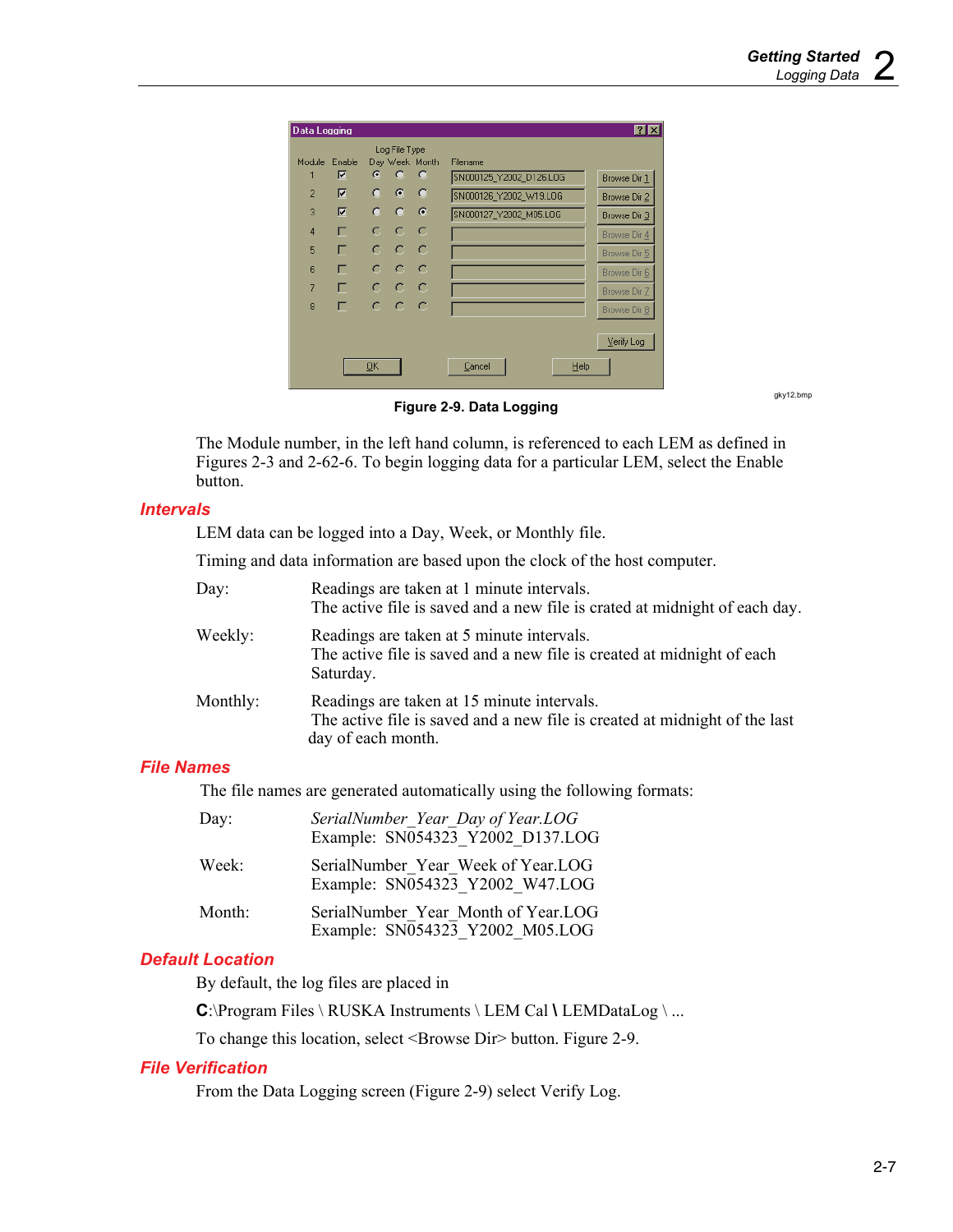Figure 2-9. Data Logging

The Module number, in the left hand column, is referenced to each LEM as defined in Figures 2-3 and 2-62-6. To begin logging data for a particular LEM, select the Enable button.

## Intervals

LEM data can be logged into a Day, Week, or Monthly file.

Timing and data information are based upon the clock of the host computer.

Day: Readings are taken at 1 minute intervals.
The active file is saved and a new file is crated at midnight of each day.

Weekly: Readings are taken at 5 minute intervals.
The active file is saved and a new file is created at midnight of each Saturday.

Monthly: Readings are taken at 15 minute intervals.
The active file is saved and a new file is created at midnight of the last day of each month.

## File Names

The file names are generated automatically using the following formats:

Day: *SerialNumber_Year_Day of Year.LOG*
Example: SN054323_Y2002_D137.LOG

Week: SerialNumber_Year_Week of Year.LOG
Example: SN054323_Y2002_W47.LOG

Month: SerialNumber_Year_Month of Year.LOG
Example: SN054323_Y2002_M05.LOG

## Default Location

By default, the log files are placed in

**C**:\Program Files \ RUSKA Instruments \ LEM Cal **\** LEMDataLog \ ...

To change this location, select <Browse Dir> button. Figure 2-9.

## File Verification

From the Data Logging screen (Figure 2-9) select Verify Log.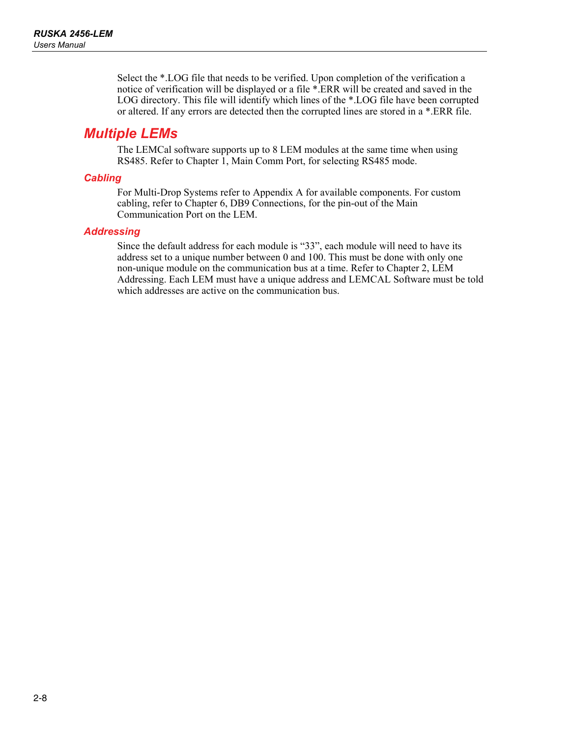Select the *.LOG file that needs to be verified. Upon completion of the verification a notice of verification will be displayed or a file *.ERR will be created and saved in the LOG directory. This file will identify which lines of the *.LOG file have been corrupted or altered. If any errors are detected then the corrupted lines are stored in a *.ERR file.

## Multiple LEMs

The LEMCal software supports up to 8 LEM modules at the same time when using RS485. Refer to Chapter 1, Main Comm Port, for selecting RS485 mode.

### Cabling

For Multi-Drop Systems refer to Appendix A for available components. For custom cabling, refer to Chapter 6, DB9 Connections, for the pin-out of the Main Communication Port on the LEM.

### Addressing

Since the default address for each module is “33”, each module will need to have its address set to a unique number between 0 and 100. This must be done with only one non-unique module on the communication bus at a time. Refer to Chapter 2, LEM Addressing. Each LEM must have a unique address and LEMCAL Software must be told which addresses are active on the communication bus.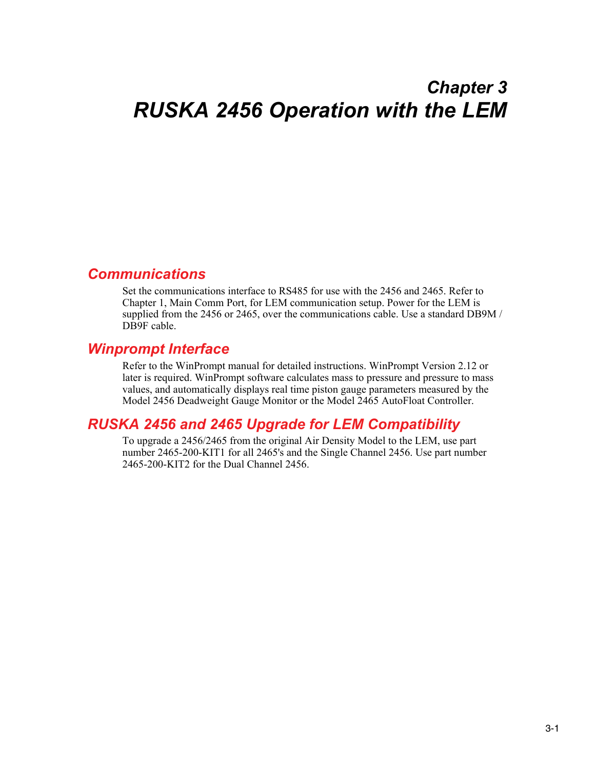# Chapter 3
# RUSKA 2456 Operation with the LEM

## Communications

Set the communications interface to RS485 for use with the 2456 and 2465. Refer to Chapter 1, Main Comm Port, for LEM communication setup. Power for the LEM is supplied from the 2456 or 2465, over the communications cable. Use a standard DB9M / DB9F cable.

## Winprompt Interface

Refer to the WinPrompt manual for detailed instructions. WinPrompt Version 2.12 or later is required. WinPrompt software calculates mass to pressure and pressure to mass values, and automatically displays real time piston gauge parameters measured by the Model 2456 Deadweight Gauge Monitor or the Model 2465 AutoFloat Controller.

## RUSKA 2456 and 2465 Upgrade for LEM Compatibility

To upgrade a 2456/2465 from the original Air Density Model to the LEM, use part number 2465-200-KIT1 for all 2465's and the Single Channel 2456. Use part number 2465-200-KIT2 for the Dual Channel 2456.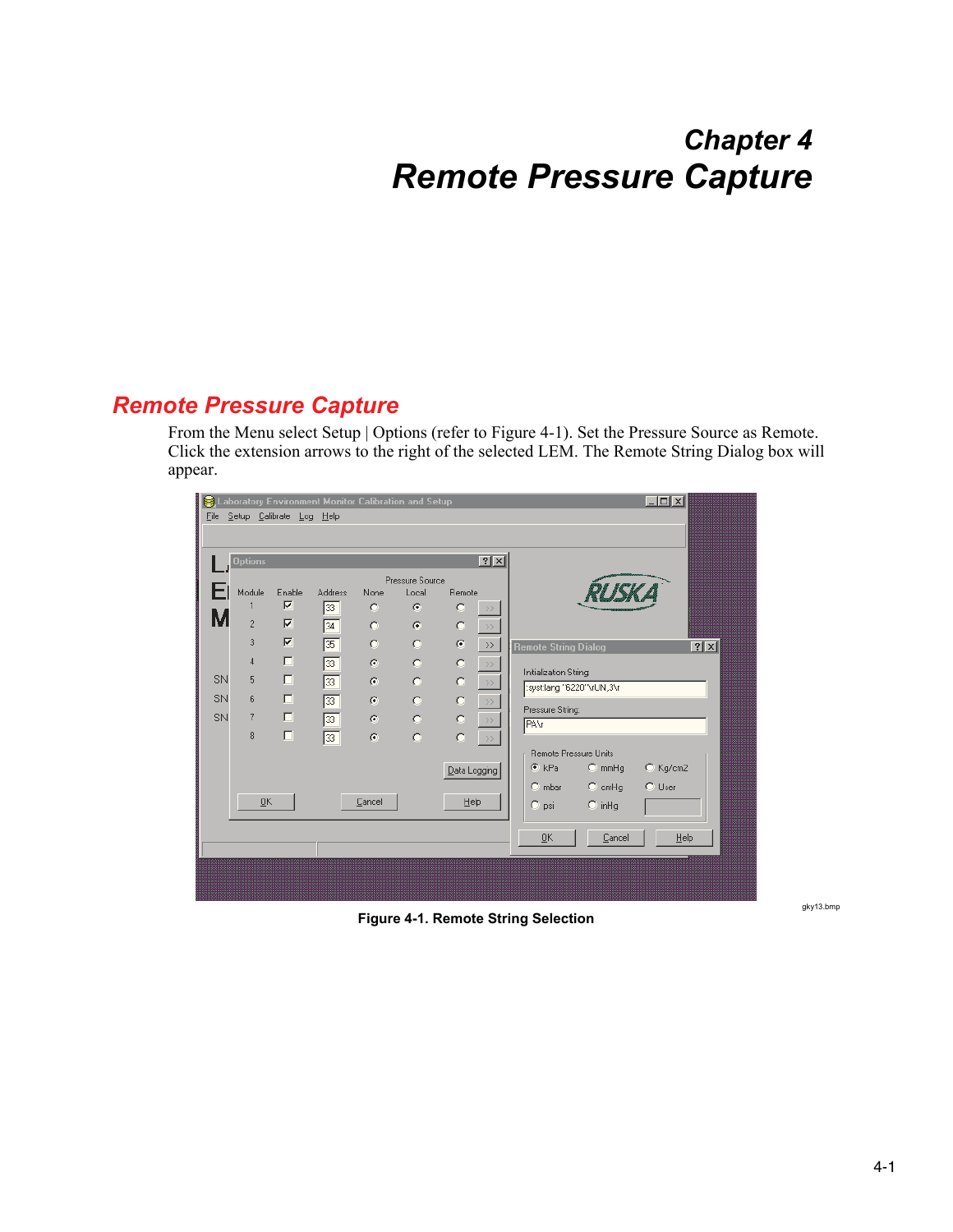# Chapter 4
# Remote Pressure Capture

## Remote Pressure Capture

From the Menu select Setup | Options (refer to Figure 4-1). Set the Pressure Source as Remote. Click the extension arrows to the right of the selected LEM. The Remote String Dialog box will appear.

gky13.bmp

**Figure 4-1. Remote String Selection**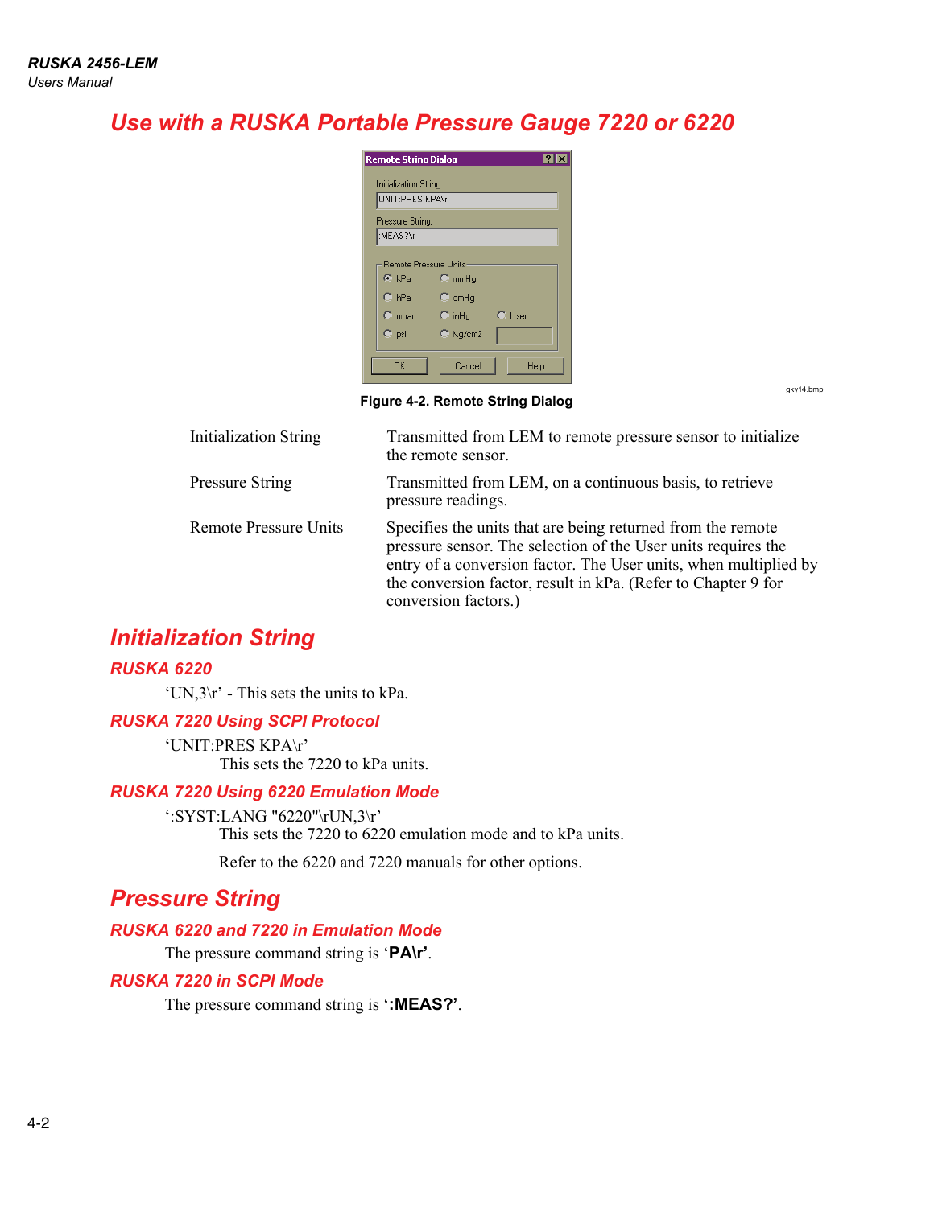## Use with a RUSKA Portable Pressure Gauge 7220 or 6220

Figure 4-2. Remote String Dialog

| | |
|---|---|
| Initialization String | Transmitted from LEM to remote pressure sensor to initialize the remote sensor. |
| Pressure String | Transmitted from LEM, on a continuous basis, to retrieve pressure readings. |
| Remote Pressure Units | Specifies the units that are being returned from the remote pressure sensor. The selection of the User units requires the entry of a conversion factor. The User units, when multiplied by the conversion factor, result in kPa. (Refer to Chapter 9 for conversion factors.) |

### Initialization String

#### RUSKA 6220

'UN,3\r' - This sets the units to kPa.

#### RUSKA 7220 Using SCPI Protocol

'UNIT:PRES KPA\r'

This sets the 7220 to kPa units.

#### RUSKA 7220 Using 6220 Emulation Mode

':SYST:LANG "6220"\rUN,3\r'

This sets the 7220 to 6220 emulation mode and to kPa units.

Refer to the 6220 and 7220 manuals for other options.

### Pressure String

#### RUSKA 6220 and 7220 in Emulation Mode

The pressure command string is '**PA\r**'.

#### RUSKA 7220 in SCPI Mode

The pressure command string is '**:MEAS?**'.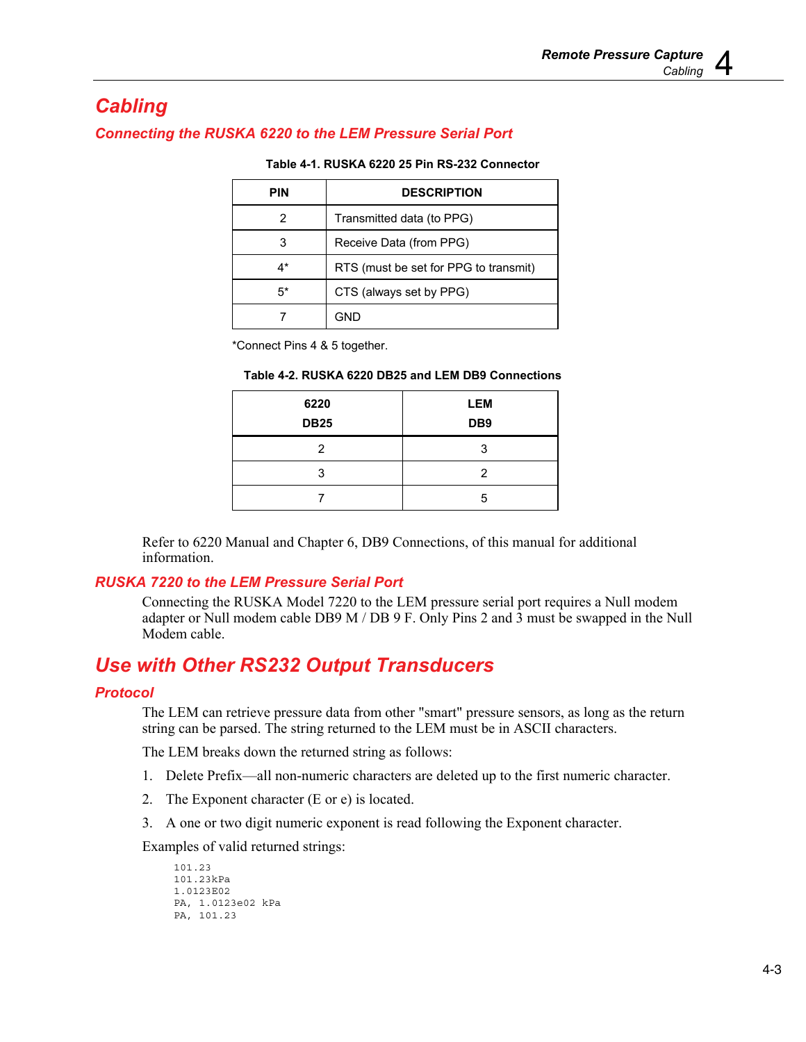# Cabling

## Connecting the RUSKA 6220 to the LEM Pressure Serial Port

**Table 4-1. RUSKA 6220 25 Pin RS-232 Connector**

| PIN | DESCRIPTION |
|---|---|
| 2 | Transmitted data (to PPG) |
| 3 | Receive Data (from PPG) |
| 4* | RTS (must be set for PPG to transmit) |
| 5* | CTS (always set by PPG) |
| 7 | GND |

*Connect Pins 4 & 5 together.

**Table 4-2. RUSKA 6220 DB25 and LEM DB9 Connections**

| 6220 DB25 | LEM DB9 |
|---|---|
| 2 | 3 |
| 3 | 2 |
| 7 | 5 |

Refer to 6220 Manual and Chapter 6, DB9 Connections, of this manual for additional information.

## RUSKA 7220 to the LEM Pressure Serial Port

Connecting the RUSKA Model 7220 to the LEM pressure serial port requires a Null modem adapter or Null modem cable DB9 M / DB 9 F. Only Pins 2 and 3 must be swapped in the Null Modem cable.

# Use with Other RS232 Output Transducers

## Protocol

The LEM can retrieve pressure data from other "smart" pressure sensors, as long as the return string can be parsed. The string returned to the LEM must be in ASCII characters.

The LEM breaks down the returned string as follows:

1. Delete Prefix—all non-numeric characters are deleted up to the first numeric character.
2. The Exponent character (E or e) is located.
3. A one or two digit numeric exponent is read following the Exponent character.

Examples of valid returned strings:

```
101.23
101.23kPa
1.0123E02
PA, 1.0123e02 kPa
PA, 101.23
```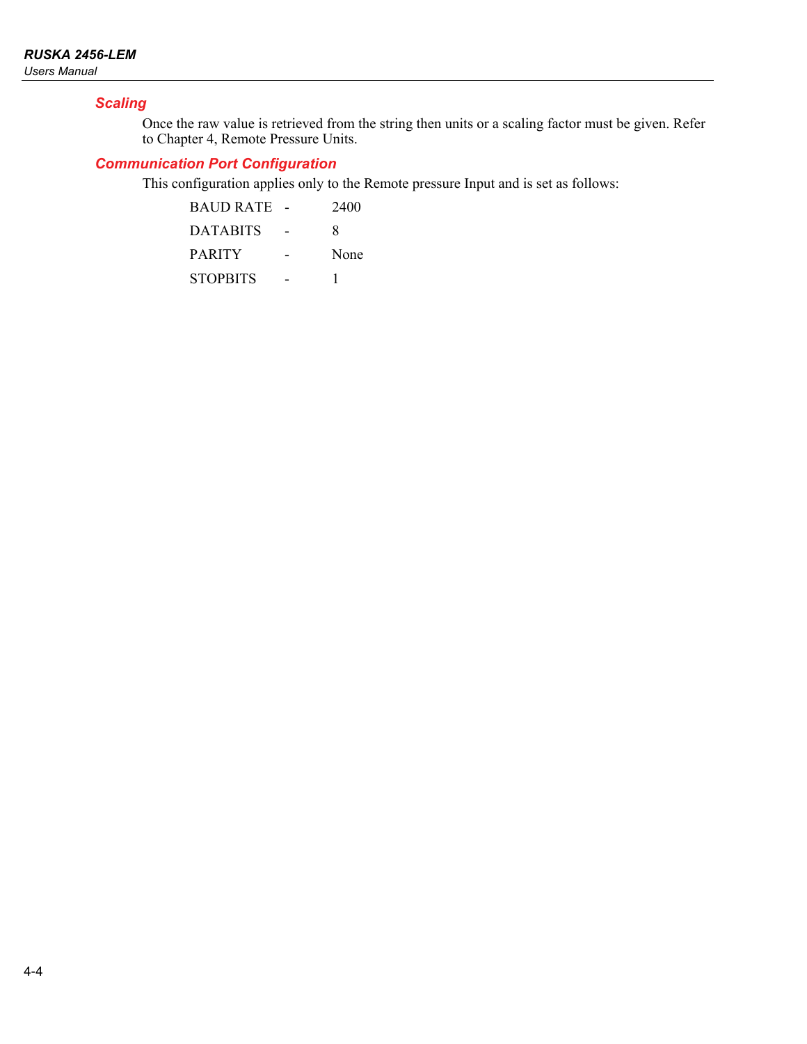### Scaling

Once the raw value is retrieved from the string then units or a scaling factor must be given. Refer to Chapter 4, Remote Pressure Units.

### Communication Port Configuration

This configuration applies only to the Remote pressure Input and is set as follows:

BAUD RATE - 2400

DATABITS - 8

PARITY - None

STOPBITS - 1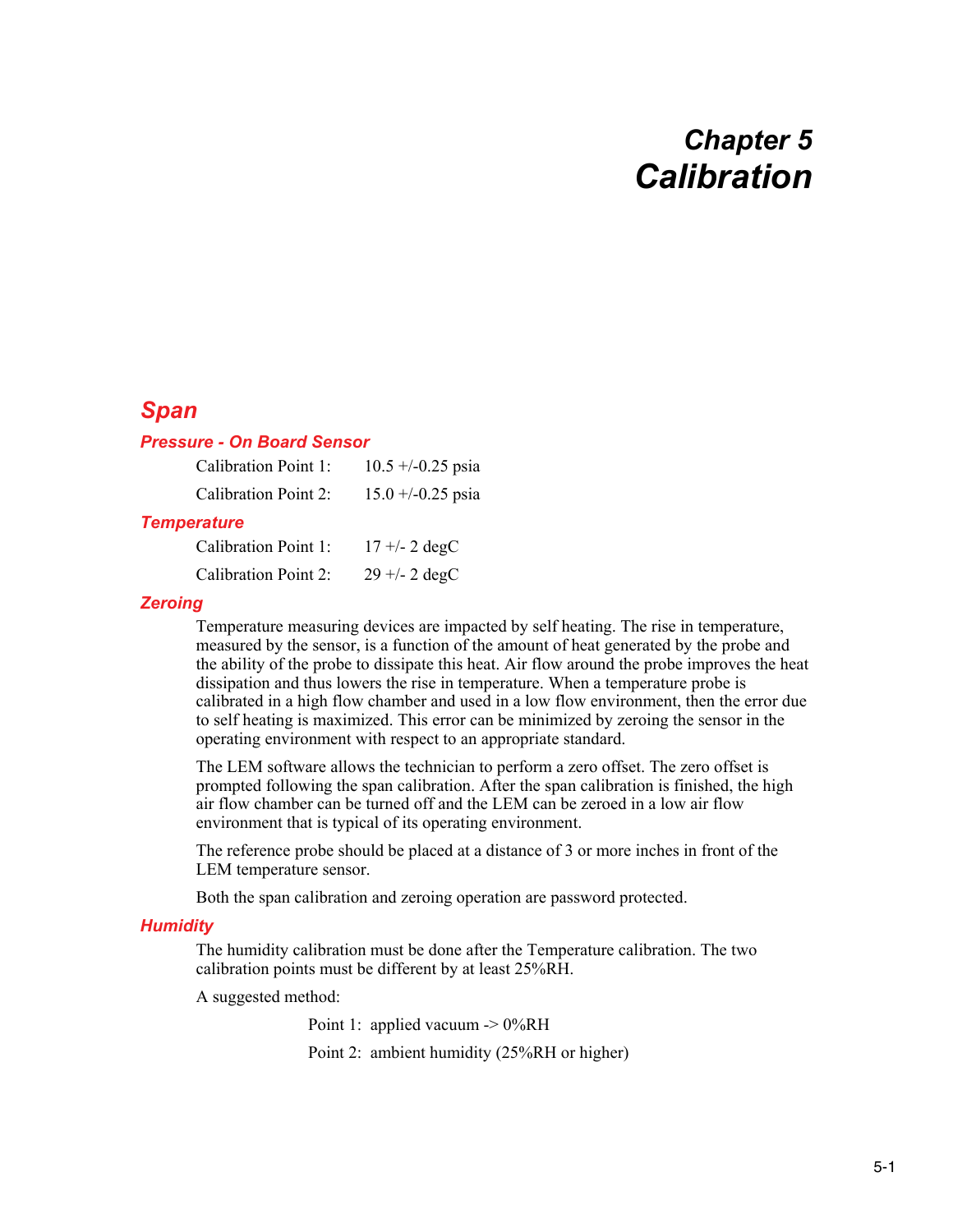# Chapter 5
# Calibration

## Span

### Pressure - On Board Sensor

| | |
|---|---|
| Calibration Point 1: | 10.5 +/-0.25 psia |
| Calibration Point 2: | 15.0 +/-0.25 psia |

### Temperature

| | |
|---|---|
| Calibration Point 1: | 17 +/- 2 degC |
| Calibration Point 2: | 29 +/- 2 degC |

### Zeroing

Temperature measuring devices are impacted by self heating. The rise in temperature, measured by the sensor, is a function of the amount of heat generated by the probe and the ability of the probe to dissipate this heat. Air flow around the probe improves the heat dissipation and thus lowers the rise in temperature. When a temperature probe is calibrated in a high flow chamber and used in a low flow environment, then the error due to self heating is maximized. This error can be minimized by zeroing the sensor in the operating environment with respect to an appropriate standard.

The LEM software allows the technician to perform a zero offset. The zero offset is prompted following the span calibration. After the span calibration is finished, the high air flow chamber can be turned off and the LEM can be zeroed in a low air flow environment that is typical of its operating environment.

The reference probe should be placed at a distance of 3 or more inches in front of the LEM temperature sensor.

Both the span calibration and zeroing operation are password protected.

### Humidity

The humidity calibration must be done after the Temperature calibration. The two calibration points must be different by at least 25%RH.

A suggested method:

Point 1: applied vacuum -> 0%RH

Point 2: ambient humidity (25%RH or higher)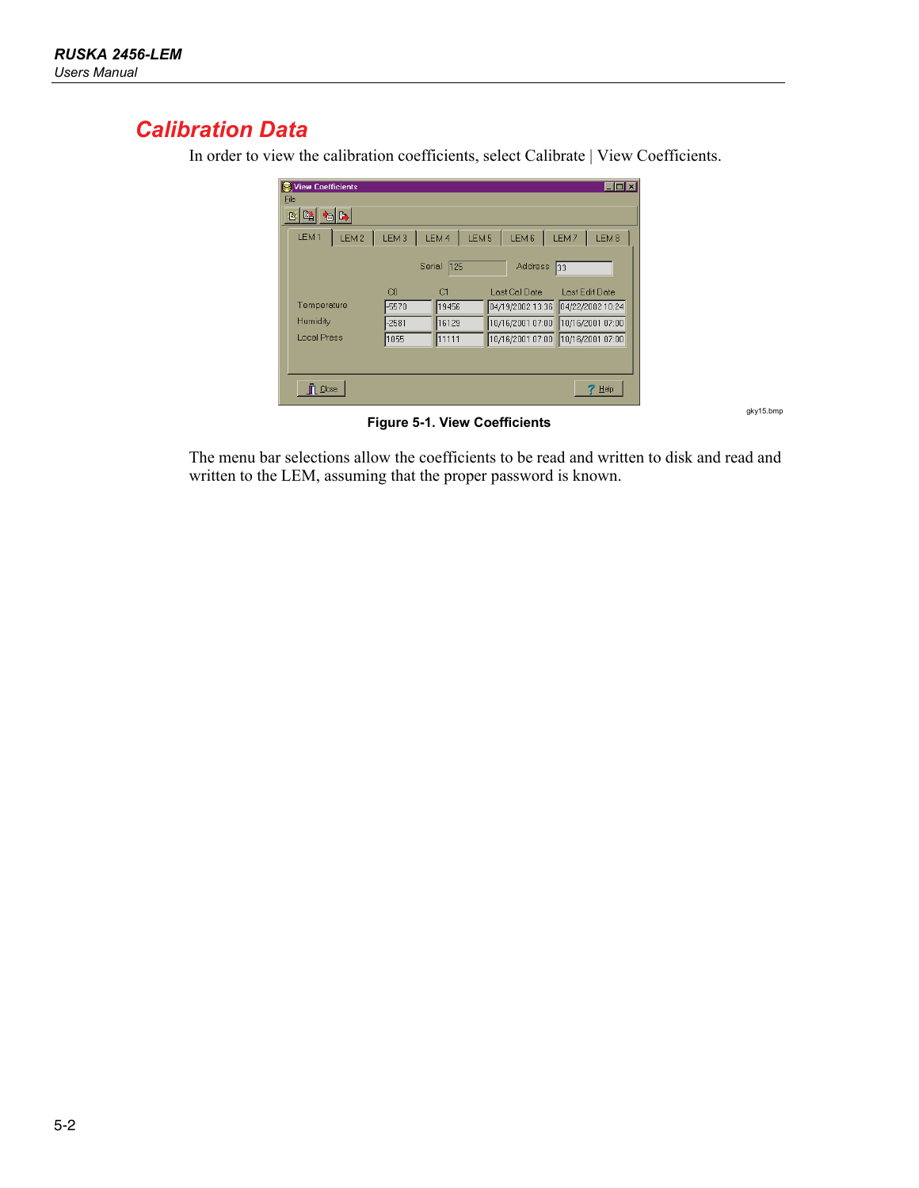## Calibration Data

In order to view the calibration coefficients, select Calibrate | View Coefficients.

gky15.bmp

**Figure 5-1. View Coefficients**

The menu bar selections allow the coefficients to be read and written to disk and read and written to the LEM, assuming that the proper password is known.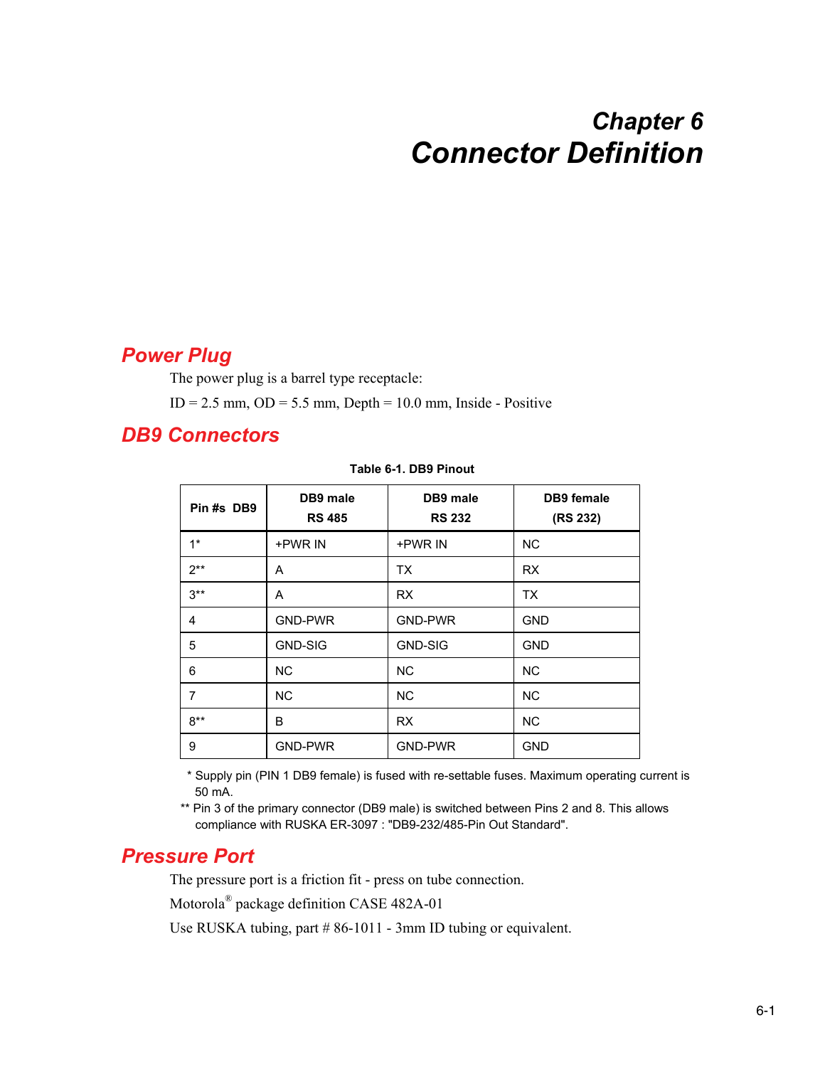# Chapter 6
# Connector Definition

## Power Plug

The power plug is a barrel type receptacle:

ID = 2.5 mm, OD = 5.5 mm, Depth = 10.0 mm, Inside - Positive

## DB9 Connectors

**Table 6-1. DB9 Pinout**

| Pin #s DB9 | DB9 male RS 485 | DB9 male RS 232 | DB9 female (RS 232) |
|---|---|---|---|
| 1* | +PWR IN | +PWR IN | NC |
| 2** | A | TX | RX |
| 3** | A | RX | TX |
| 4 | GND-PWR | GND-PWR | GND |
| 5 | GND-SIG | GND-SIG | GND |
| 6 | NC | NC | NC |
| 7 | NC | NC | NC |
| 8** | B | RX | NC |
| 9 | GND-PWR | GND-PWR | GND |

\* Supply pin (PIN 1 DB9 female) is fused with re-settable fuses. Maximum operating current is 50 mA.

** Pin 3 of the primary connector (DB9 male) is switched between Pins 2 and 8. This allows compliance with RUSKA ER-3097 : "DB9-232/485-Pin Out Standard".

## Pressure Port

The pressure port is a friction fit - press on tube connection.

Motorola® package definition CASE 482A-01

Use RUSKA tubing, part # 86-1011 - 3mm ID tubing or equivalent.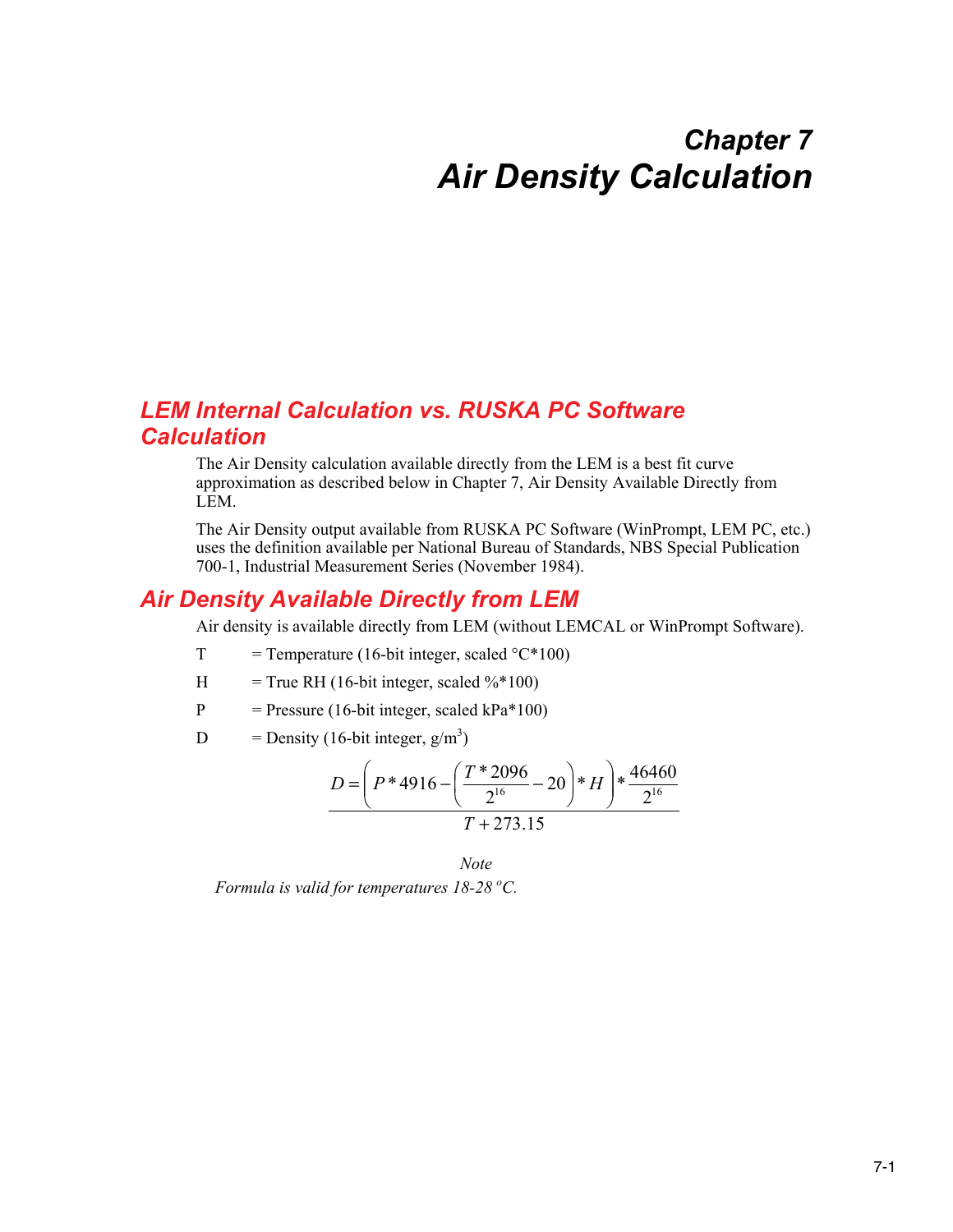# Chapter 7
# Air Density Calculation

## LEM Internal Calculation vs. RUSKA PC Software Calculation

The Air Density calculation available directly from the LEM is a best fit curve approximation as described below in Chapter 7, Air Density Available Directly from LEM.

The Air Density output available from RUSKA PC Software (WinPrompt, LEM PC, etc.) uses the definition available per National Bureau of Standards, NBS Special Publication 700-1, Industrial Measurement Series (November 1984).

## Air Density Available Directly from LEM

Air density is available directly from LEM (without LEMCAL or WinPrompt Software).

T = Temperature (16-bit integer, scaled °C*100)

H = True RH (16-bit integer, scaled %*100)

P = Pressure (16-bit integer, scaled kPa*100)

D = Density (16-bit integer, g/m$^3$)

$$D = \frac{\left( P * 4916 - \left( \frac{T * 2096}{2^{16}} - 20 \right) * H \right) * \frac{46460}{2^{16}}}{T + 273.15}$$

*Note*

*Formula is valid for temperatures 18-28 °C.*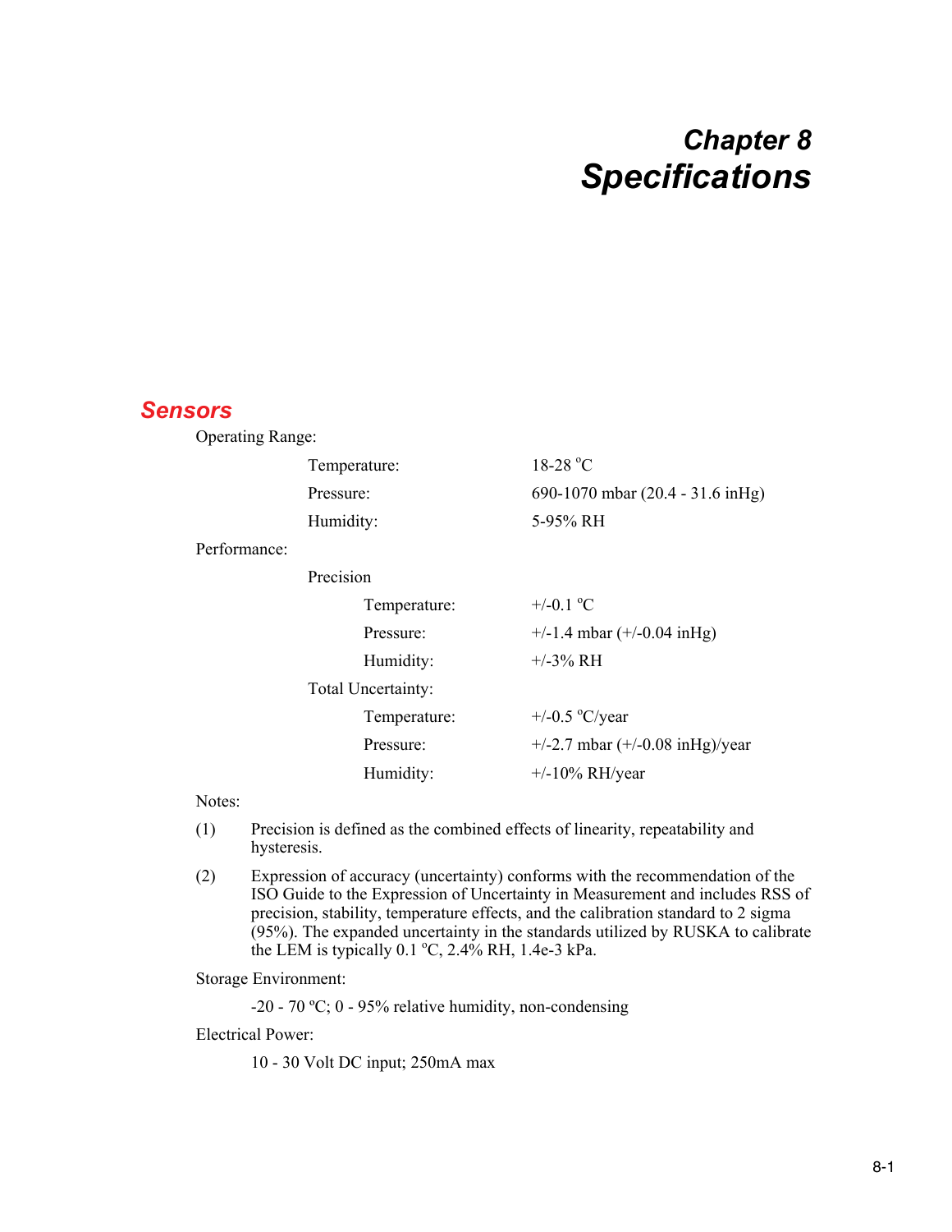# Chapter 8
# Specifications

## Sensors

Operating Range:

| | |
|---|---|
| Temperature: | 18-28 °C |
| Pressure: | 690-1070 mbar (20.4 - 31.6 inHg) |
| Humidity: | 5-95% RH |

Performance:

| | | |
|---|---|---|
| Precision | | |
| | Temperature: | +/-0.1 °C |
| | Pressure: | +/-1.4 mbar (+/-0.04 inHg) |
| | Humidity: | +/-3% RH |
| Total Uncertainty: | | |
| | Temperature: | +/-0.5 °C/year |
| | Pressure: | +/-2.7 mbar (+/-0.08 inHg)/year |
| | Humidity: | +/-10% RH/year |

Notes:

(1) Precision is defined as the combined effects of linearity, repeatability and hysteresis.

(2) Expression of accuracy (uncertainty) conforms with the recommendation of the ISO Guide to the Expression of Uncertainty in Measurement and includes RSS of precision, stability, temperature effects, and the calibration standard to 2 sigma (95%). The expanded uncertainty in the standards utilized by RUSKA to calibrate the LEM is typically 0.1 °C, 2.4% RH, 1.4e-3 kPa.

Storage Environment:

-20 - 70 ºC; 0 - 95% relative humidity, non-condensing

Electrical Power:

10 - 30 Volt DC input; 250mA max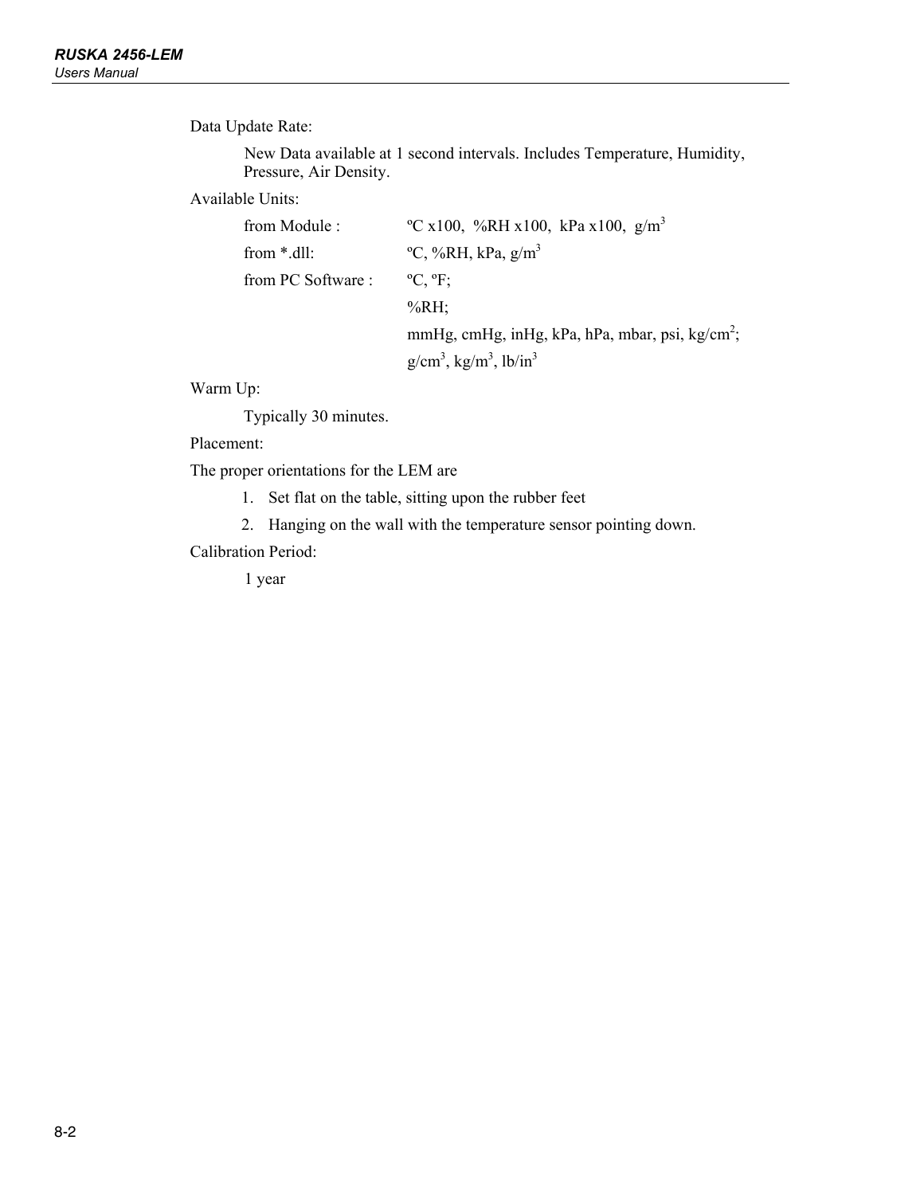Data Update Rate:

New Data available at 1 second intervals. Includes Temperature, Humidity, Pressure, Air Density.

Available Units:

| | |
|---|---|
| from Module : | ºC x100, %RH x100, kPa x100, g/m$^3$ |
| from *.dll: | ºC, %RH, kPa, g/m$^3$ |
| from PC Software : | ºC, ºF; |
| | %RH; |
| | mmHg, cmHg, inHg, kPa, hPa, mbar, psi, kg/cm$^2$; |
| | g/cm$^3$, kg/m$^3$, lb/in$^3$ |

Warm Up:

Typically 30 minutes.

Placement:

The proper orientations for the LEM are

1. Set flat on the table, sitting upon the rubber feet
2. Hanging on the wall with the temperature sensor pointing down.

Calibration Period:

1 year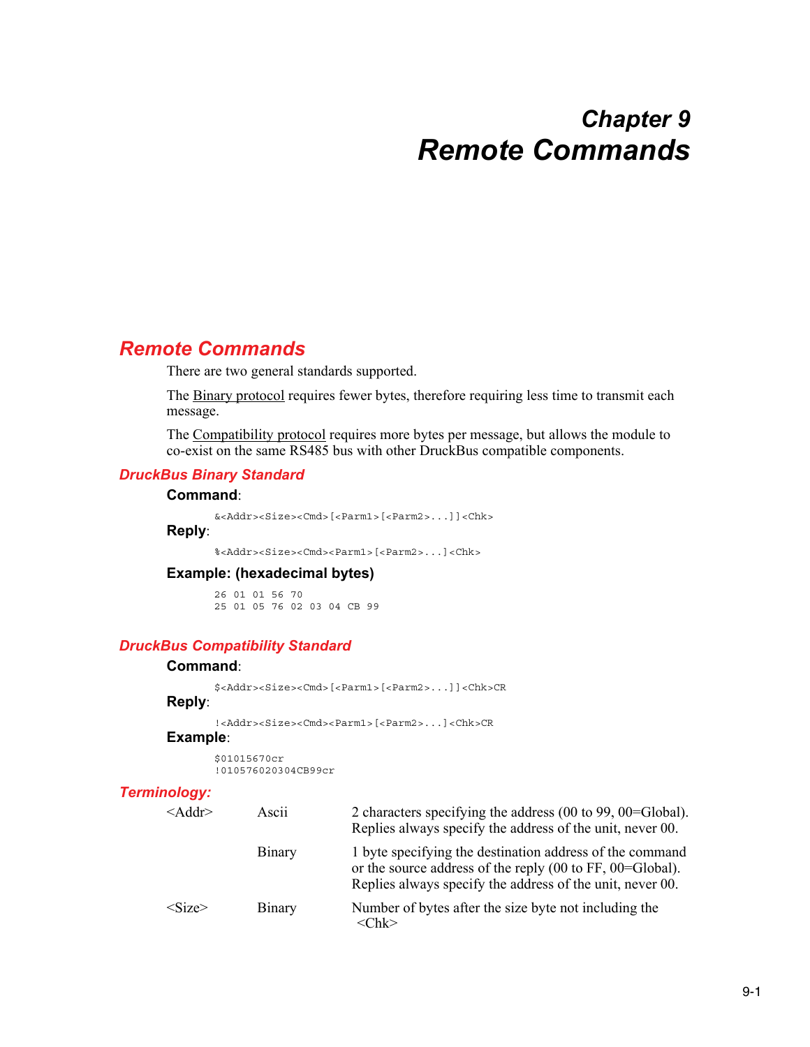# Chapter 9
# Remote Commands

## Remote Commands

There are two general standards supported.

The Binary protocol requires fewer bytes, therefore requiring less time to transmit each message.

The Compatibility protocol requires more bytes per message, but allows the module to co-exist on the same RS485 bus with other DruckBus compatible components.

### DruckBus Binary Standard

**Command**:

```
&<Addr><Size><Cmd>[<Parm1>[<Parm2>...]]<Chk>
```

**Reply**:

```
%<Addr><Size><Cmd><Parm1>[<Parm2>...]<Chk>
```

**Example: (hexadecimal bytes)**

```
26 01 01 56 70
25 01 05 76 02 03 04 CB 99
```

### DruckBus Compatibility Standard

**Command**:

```
$<Addr><Size><Cmd>[<Parm1>[<Parm2>...]]<Chk>CR
```

**Reply**:

```
!<Addr><Size><Cmd><Parm1>[<Parm2>...]<Chk>CR
```

**Example**:

```
$01015670cr
!010576020304CB99cr
```

### Terminology:

| | | |
|---|---|---|
| <Addr> | Ascii | 2 characters specifying the address (00 to 99, 00=Global). Replies always specify the address of the unit, never 00. |
| | Binary | 1 byte specifying the destination address of the command or the source address of the reply (00 to FF, 00=Global). Replies always specify the address of the unit, never 00. |
| <Size> | Binary | Number of bytes after the size byte not including the <Chk> |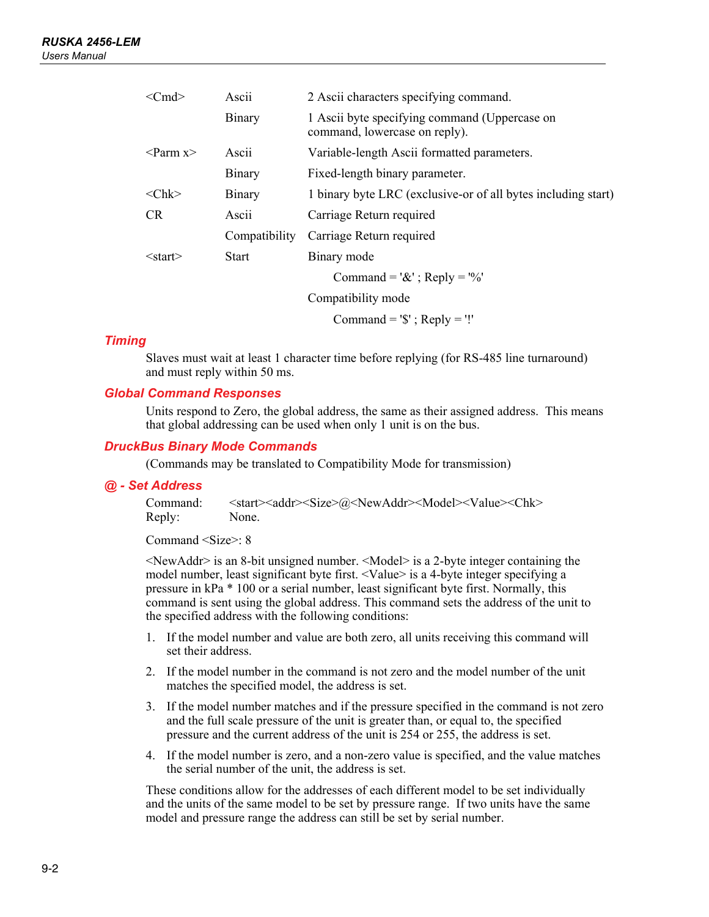| | | |
|---|---|---|
| <Cmd> | Ascii | 2 Ascii characters specifying command. |
| | Binary | 1 Ascii byte specifying command (Uppercase on command, lowercase on reply). |
| <Parm x> | Ascii | Variable-length Ascii formatted parameters. |
| | Binary | Fixed-length binary parameter. |
| <Chk> | Binary | 1 binary byte LRC (exclusive-or of all bytes including start) |
| CR | Ascii | Carriage Return required |
| | Compatibility | Carriage Return required |
| <start> | Start | Binary mode<br>Command = '&' ; Reply = '%'<br>Compatibility mode<br>Command = '$' ; Reply = '!' |

### Timing

Slaves must wait at least 1 character time before replying (for RS-485 line turnaround) and must reply within 50 ms.

### Global Command Responses

Units respond to Zero, the global address, the same as their assigned address. This means that global addressing can be used when only 1 unit is on the bus.

### DruckBus Binary Mode Commands

(Commands may be translated to Compatibility Mode for transmission)

### @ - Set Address

Command: <start><addr><Size>@<NewAddr><Model><Value><Chk>
Reply: None.

Command <Size>: 8

<NewAddr> is an 8-bit unsigned number. <Model> is a 2-byte integer containing the model number, least significant byte first. <Value> is a 4-byte integer specifying a pressure in kPa * 100 or a serial number, least significant byte first. Normally, this command is sent using the global address. This command sets the address of the unit to the specified address with the following conditions:

1. If the model number and value are both zero, all units receiving this command will set their address.
2. If the model number in the command is not zero and the model number of the unit matches the specified model, the address is set.
3. If the model number matches and if the pressure specified in the command is not zero and the full scale pressure of the unit is greater than, or equal to, the specified pressure and the current address of the unit is 254 or 255, the address is set.
4. If the model number is zero, and a non-zero value is specified, and the value matches the serial number of the unit, the address is set.

These conditions allow for the addresses of each different model to be set individually and the units of the same model to be set by pressure range. If two units have the same model and pressure range the address can still be set by serial number.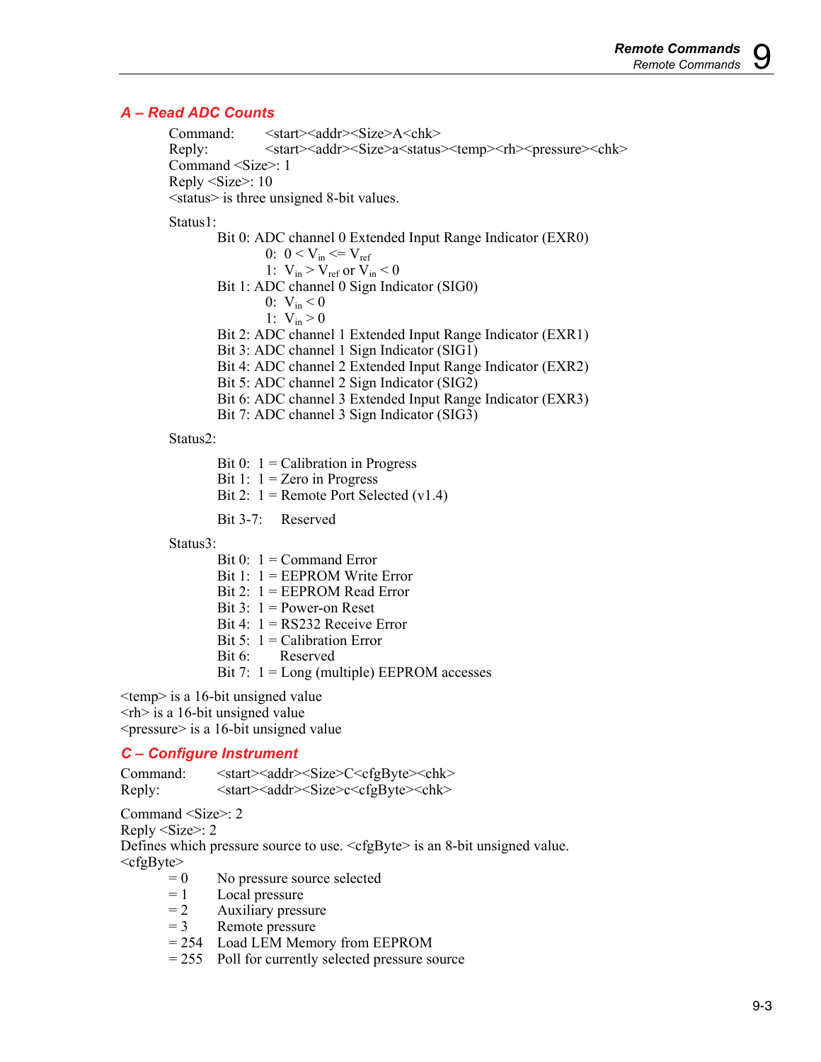### A – Read ADC Counts

Command: <start><addr><Size>A<chk>
Reply: <start><addr><Size>a<status><temp><rh><pressure><chk>
Command <Size>: 1
Reply <Size>: 10
<status> is three unsigned 8-bit values.

Status1:

- Bit 0: ADC channel 0 Extended Input Range Indicator (EXR0)
  - 0: $0 < V_{in} <= V_{ref}$
  - 1: $V_{in} > V_{ref}$ or $V_{in} < 0$
- Bit 1: ADC channel 0 Sign Indicator (SIG0)
  - 0: $V_{in} < 0$
  - 1: $V_{in} > 0$
- Bit 2: ADC channel 1 Extended Input Range Indicator (EXR1)
- Bit 3: ADC channel 1 Sign Indicator (SIG1)
- Bit 4: ADC channel 2 Extended Input Range Indicator (EXR2)
- Bit 5: ADC channel 2 Sign Indicator (SIG2)
- Bit 6: ADC channel 3 Extended Input Range Indicator (EXR3)
- Bit 7: ADC channel 3 Sign Indicator (SIG3)

Status2:

- Bit 0: 1 = Calibration in Progress
- Bit 1: 1 = Zero in Progress
- Bit 2: 1 = Remote Port Selected (v1.4)
- Bit 3-7: Reserved

Status3:

- Bit 0: 1 = Command Error
- Bit 1: 1 = EEPROM Write Error
- Bit 2: 1 = EEPROM Read Error
- Bit 3: 1 = Power-on Reset
- Bit 4: 1 = RS232 Receive Error
- Bit 5: 1 = Calibration Error
- Bit 6: Reserved
- Bit 7: 1 = Long (multiple) EEPROM accesses

<temp> is a 16-bit unsigned value
<rh> is a 16-bit unsigned value
<pressure> is a 16-bit unsigned value

### C – Configure Instrument

Command: <start><addr><Size>C<cfgByte><chk>
Reply: <start><addr><Size>c<cfgByte><chk>

Command <Size>: 2
Reply <Size>: 2
Defines which pressure source to use. <cfgByte> is an 8-bit unsigned value.
<cfgByte>

- = 0 No pressure source selected
- = 1 Local pressure
- = 2 Auxiliary pressure
- = 3 Remote pressure
- = 254 Load LEM Memory from EEPROM
- = 255 Poll for currently selected pressure source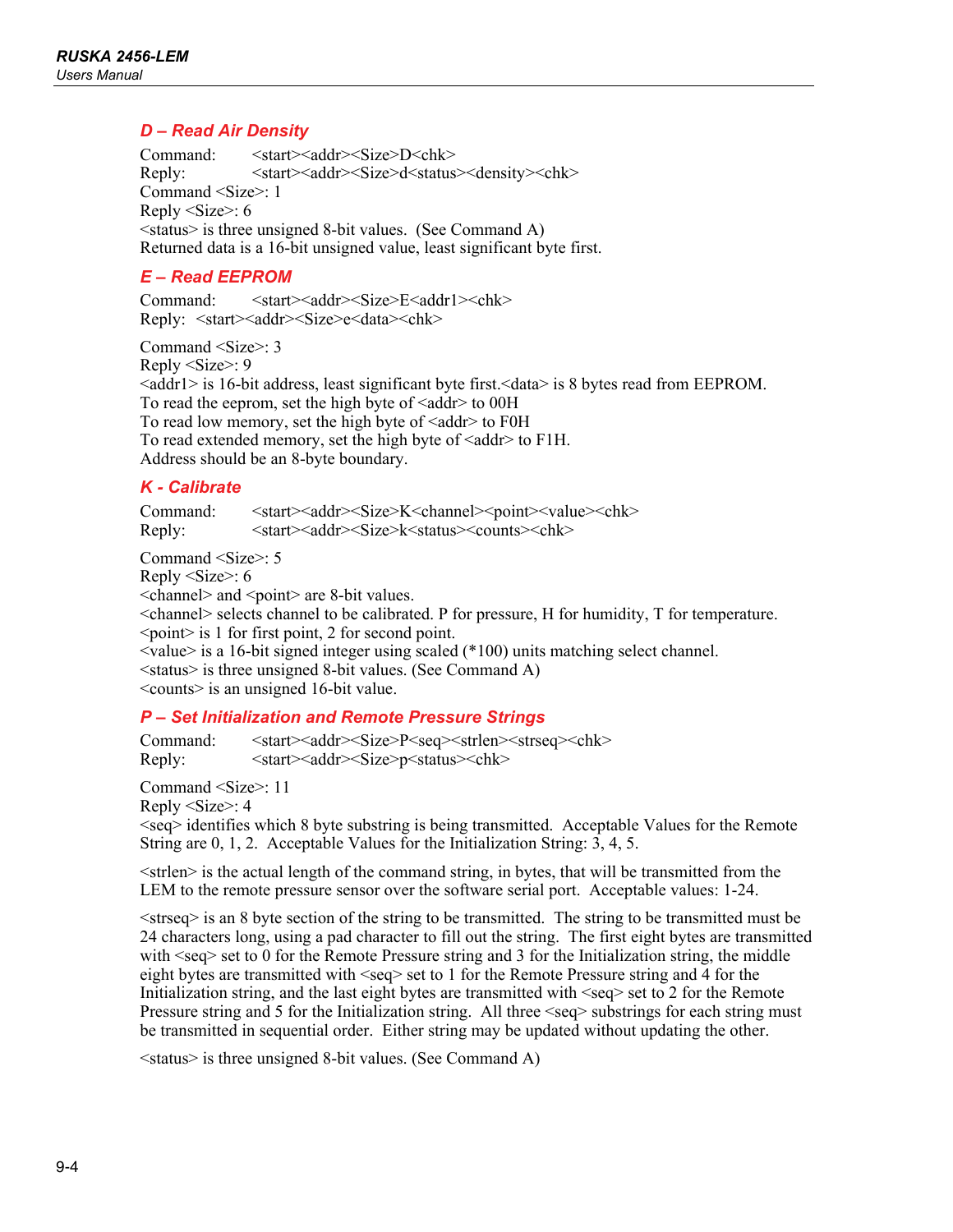### D – Read Air Density

Command: <start><addr><Size>D<chk>
Reply: <start><addr><Size>d<status><density><chk>
Command <Size>: 1
Reply <Size>: 6
<status> is three unsigned 8-bit values. (See Command A)
Returned data is a 16-bit unsigned value, least significant byte first.

### E – Read EEPROM

Command: <start><addr><Size>E<addr1><chk>
Reply: <start><addr><Size>e<data><chk>

Command <Size>: 3
Reply <Size>: 9
<addr1> is 16-bit address, least significant byte first.<data> is 8 bytes read from EEPROM.
To read the eeprom, set the high byte of <addr> to 00H
To read low memory, set the high byte of <addr> to F0H
To read extended memory, set the high byte of <addr> to F1H.
Address should be an 8-byte boundary.

### K - Calibrate

Command: <start><addr><Size>K<channel><point><value><chk>
Reply: <start><addr><Size>k<status><counts><chk>

Command <Size>: 5
Reply <Size>: 6
<channel> and <point> are 8-bit values.
<channel> selects channel to be calibrated. P for pressure, H for humidity, T for temperature.
<point> is 1 for first point, 2 for second point.
<value> is a 16-bit signed integer using scaled (*100) units matching select channel.
<status> is three unsigned 8-bit values. (See Command A)
<counts> is an unsigned 16-bit value.

### P – Set Initialization and Remote Pressure Strings

Command: <start><addr><Size>P<seq><strlen><strseq><chk>
Reply: <start><addr><Size>p<status><chk>

Command <Size>: 11
Reply <Size>: 4
<seq> identifies which 8 byte substring is being transmitted. Acceptable Values for the Remote String are 0, 1, 2. Acceptable Values for the Initialization String: 3, 4, 5.

<strlen> is the actual length of the command string, in bytes, that will be transmitted from the LEM to the remote pressure sensor over the software serial port. Acceptable values: 1-24.

<strseq> is an 8 byte section of the string to be transmitted. The string to be transmitted must be 24 characters long, using a pad character to fill out the string. The first eight bytes are transmitted with <seq> set to 0 for the Remote Pressure string and 3 for the Initialization string, the middle eight bytes are transmitted with <seq> set to 1 for the Remote Pressure string and 4 for the Initialization string, and the last eight bytes are transmitted with <seq> set to 2 for the Remote Pressure string and 5 for the Initialization string. All three <seq> substrings for each string must be transmitted in sequential order. Either string may be updated without updating the other.

<status> is three unsigned 8-bit values. (See Command A)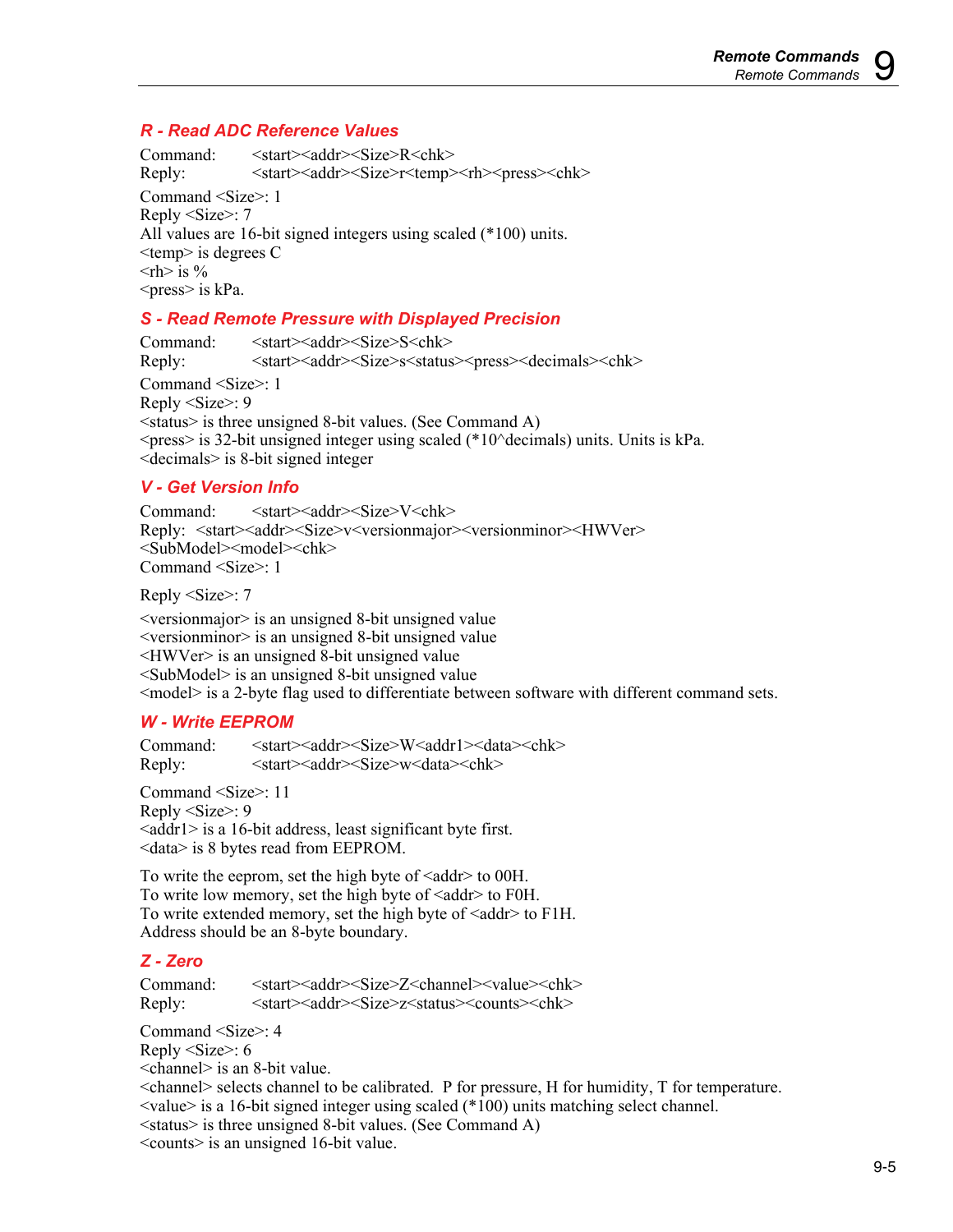### R - Read ADC Reference Values

Command: <start><addr><Size>R<chk>
Reply: <start><addr><Size>r<temp><rh><press><chk>

Command <Size>: 1
Reply <Size>: 7
All values are 16-bit signed integers using scaled (*100) units.
<temp> is degrees C
<rh> is %
<press> is kPa.

### S - Read Remote Pressure with Displayed Precision

Command: <start><addr><Size>S<chk>
Reply: <start><addr><Size>s<status><press><decimals><chk>

Command <Size>: 1
Reply <Size>: 9
<status> is three unsigned 8-bit values. (See Command A)
<press> is 32-bit unsigned integer using scaled (*10^decimals) units. Units is kPa.
<decimals> is 8-bit signed integer

### V - Get Version Info

Command: <start><addr><Size>V<chk>
Reply: <start><addr><Size>v<versionmajor><versionminor><HWVer><SubModel><model><chk>
Command <Size>: 1

Reply <Size>: 7

<versionmajor> is an unsigned 8-bit unsigned value
<versionminor> is an unsigned 8-bit unsigned value
<HWVer> is an unsigned 8-bit unsigned value
<SubModel> is an unsigned 8-bit unsigned value
<model> is a 2-byte flag used to differentiate between software with different command sets.

### W - Write EEPROM

Command: <start><addr><Size>W<addr1><data><chk>
Reply: <start><addr><Size>w<data><chk>

Command <Size>: 11
Reply <Size>: 9
<addr1> is a 16-bit address, least significant byte first.
<data> is 8 bytes read from EEPROM.

To write the eeprom, set the high byte of <addr> to 00H.
To write low memory, set the high byte of <addr> to F0H.
To write extended memory, set the high byte of <addr> to F1H.
Address should be an 8-byte boundary.

### Z - Zero

Command: <start><addr><Size>Z<channel><value><chk>
Reply: <start><addr><Size>z<status><counts><chk>

Command <Size>: 4
Reply <Size>: 6
<channel> is an 8-bit value.
<channel> selects channel to be calibrated. P for pressure, H for humidity, T for temperature.
<value> is a 16-bit signed integer using scaled (*100) units matching select channel.
<status> is three unsigned 8-bit values. (See Command A)
<counts> is an unsigned 16-bit value.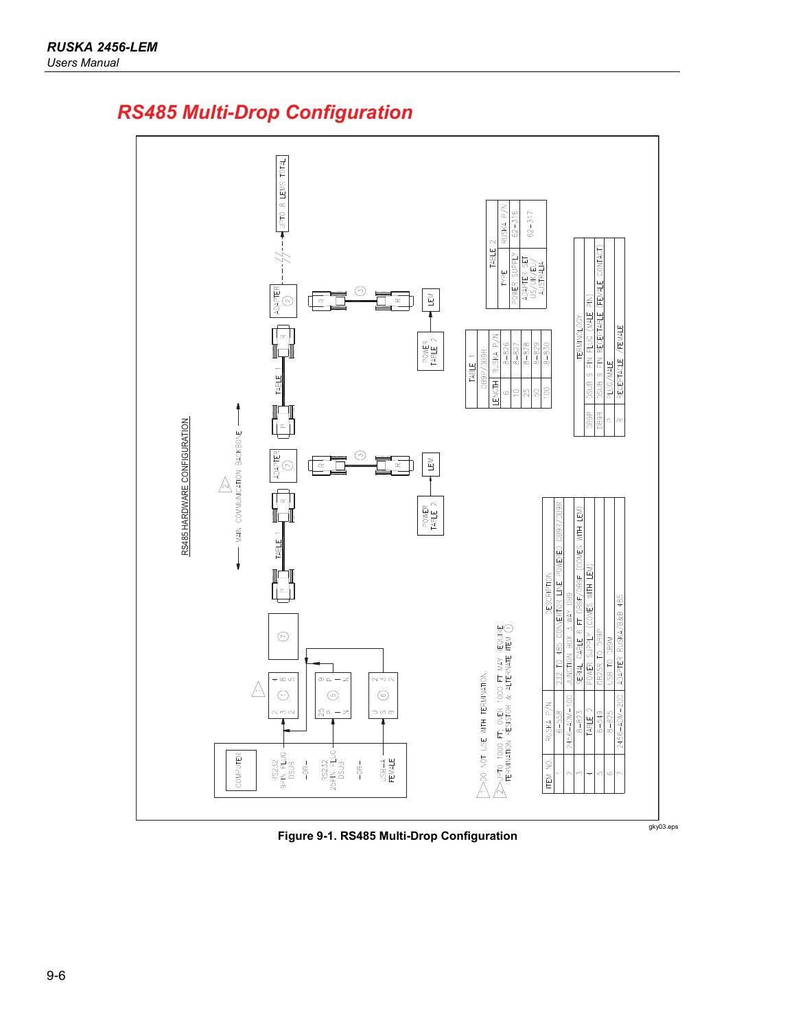## RS485 Multi-Drop Configuration

RS485 HARDWARE CONFIGURATION

MAIN COMMUNICATION BACKBONE

UP TO 8 LEMS TOTAL

COMPUTER

RS232 9-PIN PLUG DSUB

-OR-

RS232 25PIN PLUG DSUB

-OR-

USB-A FEMALE

ADAPTER 7

TABLE 1

POWER TABLE 2

LEM

1. DO NOT USE WITH TERMINATION.
2. UP TO 1000 FT. OVER 1000 FT MAY REQUIRE TERMINATION RESISTOR & ALTERNATE ITEM 1.

| ITEM NO. | RUSKA P/N | DESCRIPTION |
|---|---|---|
| 1 | 6-558 | 232 TO 485 CONVERTOR LINE POWERED DB9R/DB9R |
| 2 | 2456-ADM-100 | JUNCTION BOX 3 WAY DB9 |
| 3 | 8-823 | SERIAL CABLE 6 FT DB9F/DB9F (COMES WITH LEM) |
| 4 | TABLE 2 | POWER SUPPLY (COMES WITH LEM) |
| 5 | 6-549 | DB25R TO DB9P |
| 6 | 8-825 | USB TO DB9M |
| 7 | 2456-ADM-200 | ADAPTER RUSKA/B&B 485 |

TABLE 1 DB9P/DB9R

| LENGTH | RUSKA P/N |
|---|---|
| 6 | 8-826 |
| 10 | 8-827 |
| 25 | 8-828 |
| 50 | 8-829 |
| 100 | 8-830 |

TABLE 2

| TYPE | RUSKA P/N |
|---|---|
| POWER SUPPLY | 62-316 |
| ADAPTER SET US/UK/EU/AUSTRALIA | 62-317 |

TERMINOLOGY

| | |
|---|---|
| DB9P | DSUB 9 PIN PLUG (MALE PIN) |
| DB9R | DSUB 9 PIN RECEPTACLE (FEMALE CONTACT) |
| P | PLUG/MALE |
| R | RECEPTACLE/FEMALE |

Figure 9-1. RS485 Multi-Drop Configuration